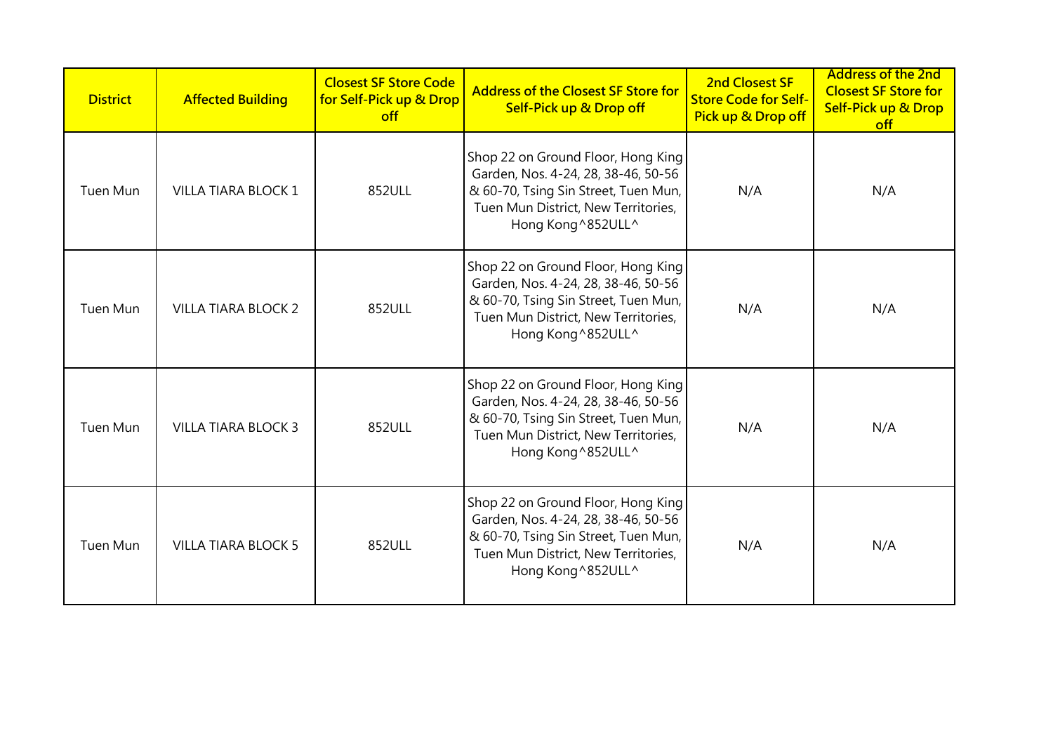| District | Affected Building | Closest SF Store Code for Self-Pick up & Drop off | Address of the Closest SF Store for Self-Pick up & Drop off | 2nd Closest SF Store Code for Self-Pick up & Drop off | Address of the 2nd Closest SF Store for Self-Pick up & Drop off |
|---|---|---|---|---|---|
| Tuen Mun | VILLA TIARA BLOCK 1 | 852ULL | Shop 22 on Ground Floor, Hong King Garden, Nos. 4-24, 28, 38-46, 50-56 & 60-70, Tsing Sin Street, Tuen Mun, Tuen Mun District, New Territories, Hong Kong^852ULL^ | N/A | N/A |
| Tuen Mun | VILLA TIARA BLOCK 2 | 852ULL | Shop 22 on Ground Floor, Hong King Garden, Nos. 4-24, 28, 38-46, 50-56 & 60-70, Tsing Sin Street, Tuen Mun, Tuen Mun District, New Territories, Hong Kong^852ULL^ | N/A | N/A |
| Tuen Mun | VILLA TIARA BLOCK 3 | 852ULL | Shop 22 on Ground Floor, Hong King Garden, Nos. 4-24, 28, 38-46, 50-56 & 60-70, Tsing Sin Street, Tuen Mun, Tuen Mun District, New Territories, Hong Kong^852ULL^ | N/A | N/A |
| Tuen Mun | VILLA TIARA BLOCK 5 | 852ULL | Shop 22 on Ground Floor, Hong King Garden, Nos. 4-24, 28, 38-46, 50-56 & 60-70, Tsing Sin Street, Tuen Mun, Tuen Mun District, New Territories, Hong Kong^852ULL^ | N/A | N/A |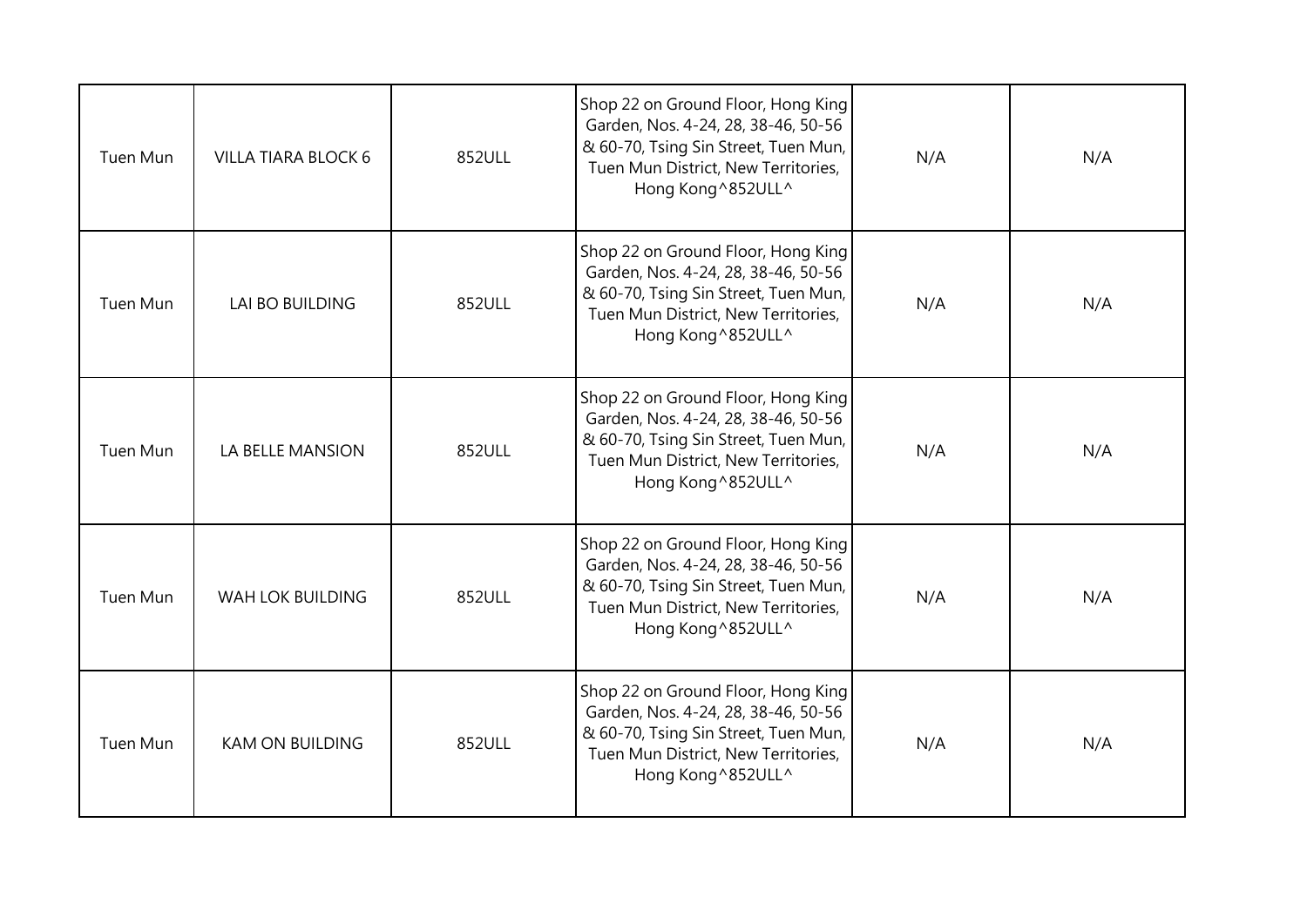| | | | | | |
|---|---|---|---|---|---|
| Tuen Mun | VILLA TIARA BLOCK 6 | 852ULL | Shop 22 on Ground Floor, Hong King Garden, Nos. 4-24, 28, 38-46, 50-56 & 60-70, Tsing Sin Street, Tuen Mun, Tuen Mun District, New Territories, Hong Kong^852ULL^ | N/A | N/A |
| Tuen Mun | LAI BO BUILDING | 852ULL | Shop 22 on Ground Floor, Hong King Garden, Nos. 4-24, 28, 38-46, 50-56 & 60-70, Tsing Sin Street, Tuen Mun, Tuen Mun District, New Territories, Hong Kong^852ULL^ | N/A | N/A |
| Tuen Mun | LA BELLE MANSION | 852ULL | Shop 22 on Ground Floor, Hong King Garden, Nos. 4-24, 28, 38-46, 50-56 & 60-70, Tsing Sin Street, Tuen Mun, Tuen Mun District, New Territories, Hong Kong^852ULL^ | N/A | N/A |
| Tuen Mun | WAH LOK BUILDING | 852ULL | Shop 22 on Ground Floor, Hong King Garden, Nos. 4-24, 28, 38-46, 50-56 & 60-70, Tsing Sin Street, Tuen Mun, Tuen Mun District, New Territories, Hong Kong^852ULL^ | N/A | N/A |
| Tuen Mun | KAM ON BUILDING | 852ULL | Shop 22 on Ground Floor, Hong King Garden, Nos. 4-24, 28, 38-46, 50-56 & 60-70, Tsing Sin Street, Tuen Mun, Tuen Mun District, New Territories, Hong Kong^852ULL^ | N/A | N/A |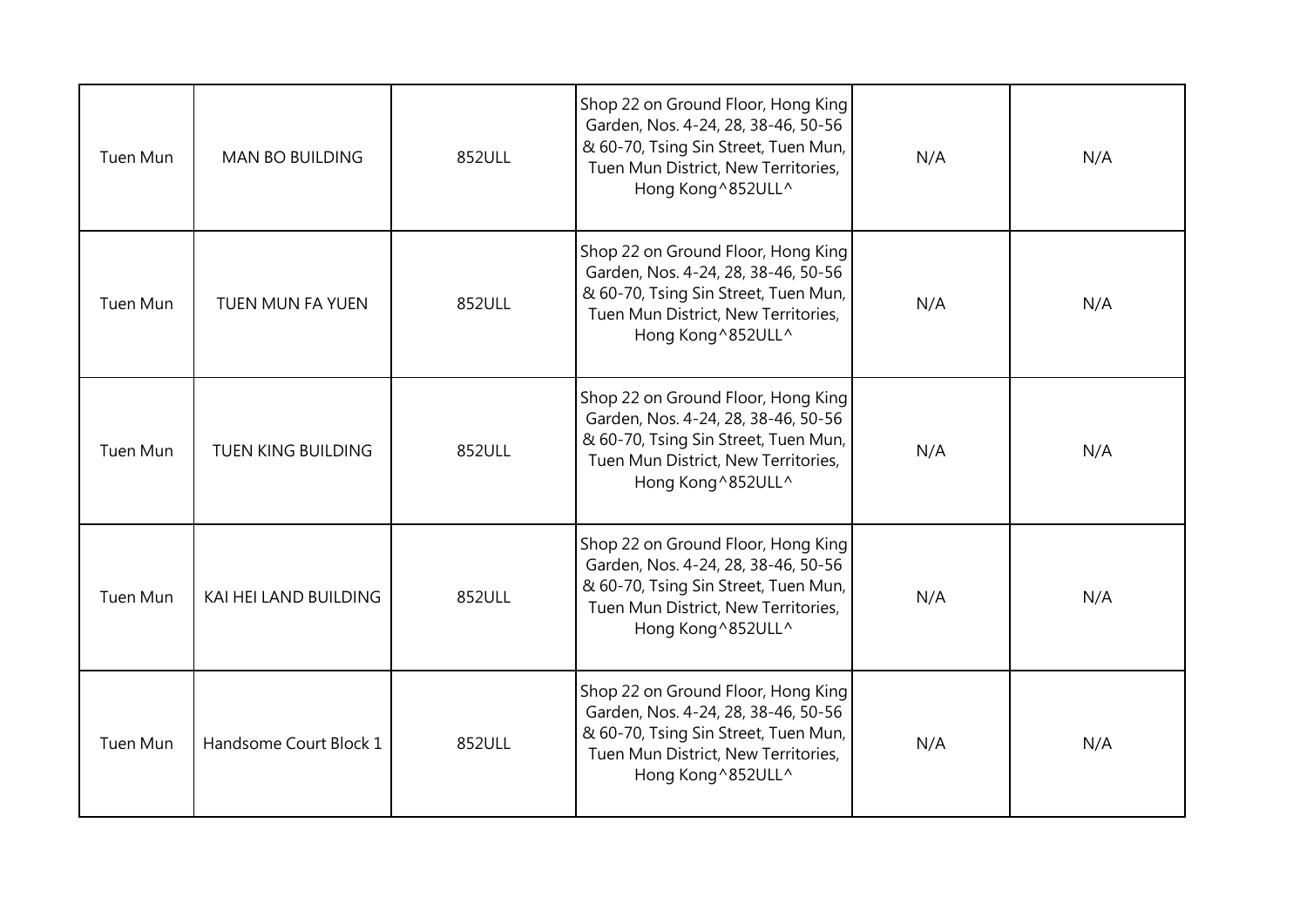| Tuen Mun | MAN BO BUILDING | 852ULL | Shop 22 on Ground Floor, Hong King Garden, Nos. 4-24, 28, 38-46, 50-56 & 60-70, Tsing Sin Street, Tuen Mun, Tuen Mun District, New Territories, Hong Kong^852ULL^ | N/A | N/A |
|---|---|---|---|---|---|
| Tuen Mun | TUEN MUN FA YUEN | 852ULL | Shop 22 on Ground Floor, Hong King Garden, Nos. 4-24, 28, 38-46, 50-56 & 60-70, Tsing Sin Street, Tuen Mun, Tuen Mun District, New Territories, Hong Kong^852ULL^ | N/A | N/A |
| Tuen Mun | TUEN KING BUILDING | 852ULL | Shop 22 on Ground Floor, Hong King Garden, Nos. 4-24, 28, 38-46, 50-56 & 60-70, Tsing Sin Street, Tuen Mun, Tuen Mun District, New Territories, Hong Kong^852ULL^ | N/A | N/A |
| Tuen Mun | KAI HEI LAND BUILDING | 852ULL | Shop 22 on Ground Floor, Hong King Garden, Nos. 4-24, 28, 38-46, 50-56 & 60-70, Tsing Sin Street, Tuen Mun, Tuen Mun District, New Territories, Hong Kong^852ULL^ | N/A | N/A |
| Tuen Mun | Handsome Court Block 1 | 852ULL | Shop 22 on Ground Floor, Hong King Garden, Nos. 4-24, 28, 38-46, 50-56 & 60-70, Tsing Sin Street, Tuen Mun, Tuen Mun District, New Territories, Hong Kong^852ULL^ | N/A | N/A |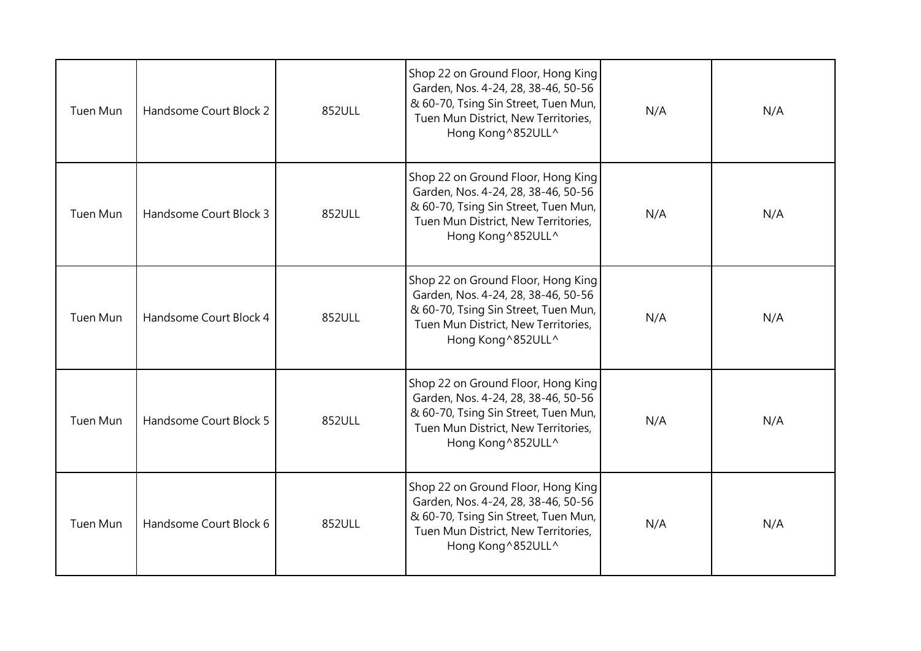| | | | | | |
|---|---|---|---|---|---|
| Tuen Mun | Handsome Court Block 2 | 852ULL | Shop 22 on Ground Floor, Hong King Garden, Nos. 4-24, 28, 38-46, 50-56 & 60-70, Tsing Sin Street, Tuen Mun, Tuen Mun District, New Territories, Hong Kong^852ULL^ | N/A | N/A |
| Tuen Mun | Handsome Court Block 3 | 852ULL | Shop 22 on Ground Floor, Hong King Garden, Nos. 4-24, 28, 38-46, 50-56 & 60-70, Tsing Sin Street, Tuen Mun, Tuen Mun District, New Territories, Hong Kong^852ULL^ | N/A | N/A |
| Tuen Mun | Handsome Court Block 4 | 852ULL | Shop 22 on Ground Floor, Hong King Garden, Nos. 4-24, 28, 38-46, 50-56 & 60-70, Tsing Sin Street, Tuen Mun, Tuen Mun District, New Territories, Hong Kong^852ULL^ | N/A | N/A |
| Tuen Mun | Handsome Court Block 5 | 852ULL | Shop 22 on Ground Floor, Hong King Garden, Nos. 4-24, 28, 38-46, 50-56 & 60-70, Tsing Sin Street, Tuen Mun, Tuen Mun District, New Territories, Hong Kong^852ULL^ | N/A | N/A |
| Tuen Mun | Handsome Court Block 6 | 852ULL | Shop 22 on Ground Floor, Hong King Garden, Nos. 4-24, 28, 38-46, 50-56 & 60-70, Tsing Sin Street, Tuen Mun, Tuen Mun District, New Territories, Hong Kong^852ULL^ | N/A | N/A |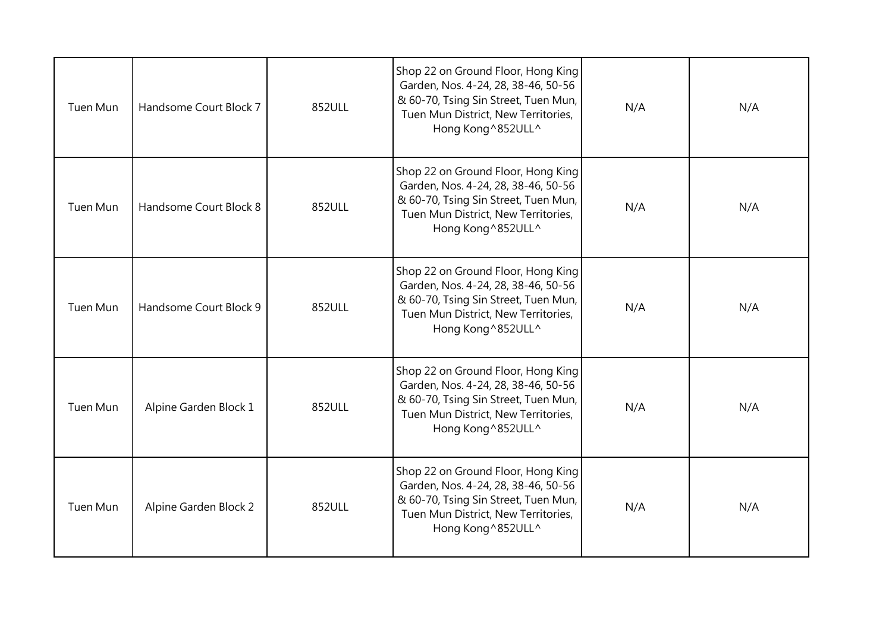| Tuen Mun | Handsome Court Block 7 | 852ULL | Shop 22 on Ground Floor, Hong King Garden, Nos. 4-24, 28, 38-46, 50-56 & 60-70, Tsing Sin Street, Tuen Mun, Tuen Mun District, New Territories, Hong Kong^852ULL^ | N/A | N/A |
|---|---|---|---|---|---|
| Tuen Mun | Handsome Court Block 8 | 852ULL | Shop 22 on Ground Floor, Hong King Garden, Nos. 4-24, 28, 38-46, 50-56 & 60-70, Tsing Sin Street, Tuen Mun, Tuen Mun District, New Territories, Hong Kong^852ULL^ | N/A | N/A |
| Tuen Mun | Handsome Court Block 9 | 852ULL | Shop 22 on Ground Floor, Hong King Garden, Nos. 4-24, 28, 38-46, 50-56 & 60-70, Tsing Sin Street, Tuen Mun, Tuen Mun District, New Territories, Hong Kong^852ULL^ | N/A | N/A |
| Tuen Mun | Alpine Garden Block 1 | 852ULL | Shop 22 on Ground Floor, Hong King Garden, Nos. 4-24, 28, 38-46, 50-56 & 60-70, Tsing Sin Street, Tuen Mun, Tuen Mun District, New Territories, Hong Kong^852ULL^ | N/A | N/A |
| Tuen Mun | Alpine Garden Block 2 | 852ULL | Shop 22 on Ground Floor, Hong King Garden, Nos. 4-24, 28, 38-46, 50-56 & 60-70, Tsing Sin Street, Tuen Mun, Tuen Mun District, New Territories, Hong Kong^852ULL^ | N/A | N/A |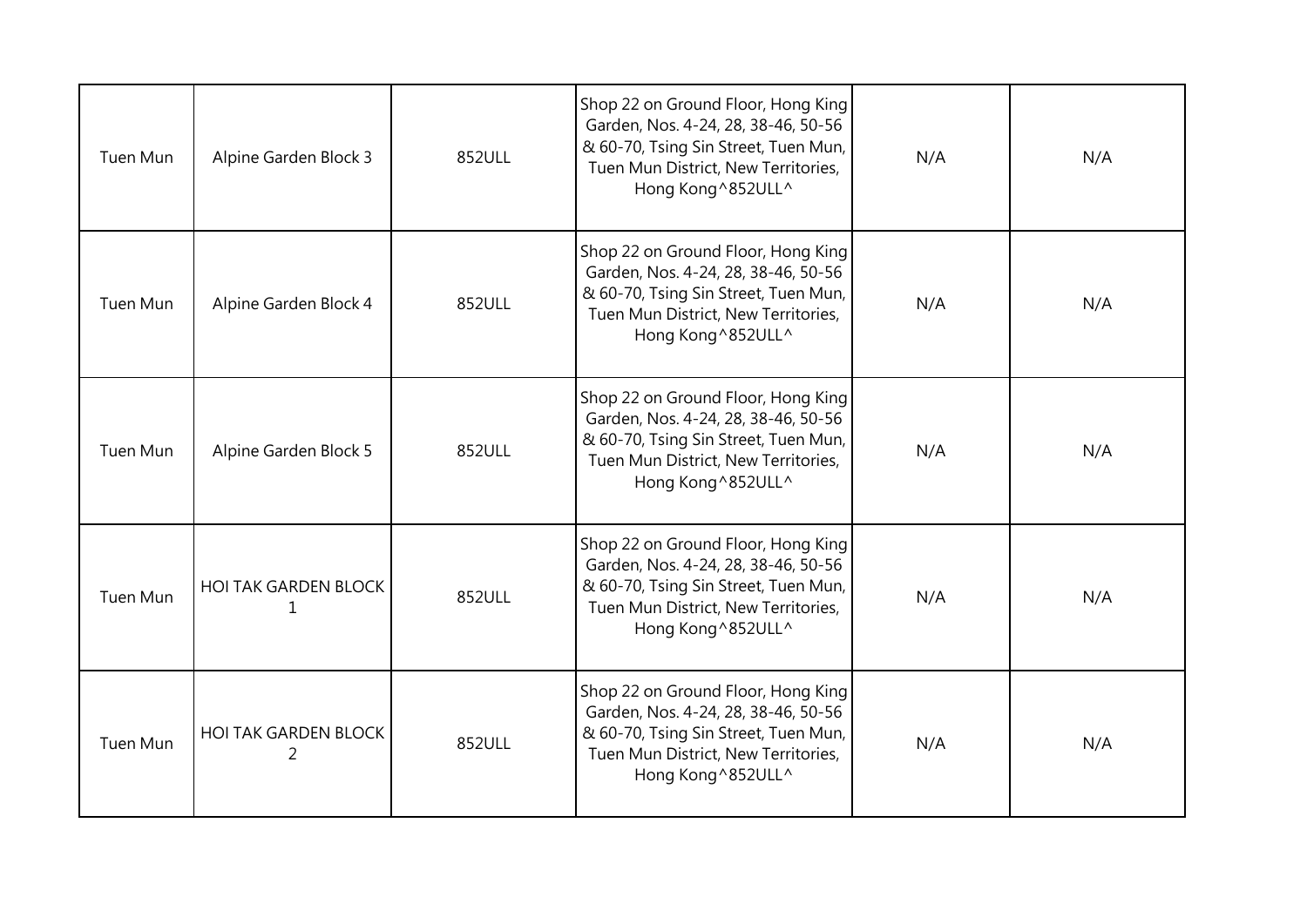| | | | | | |
|---|---|---|---|---|---|
| Tuen Mun | Alpine Garden Block 3 | 852ULL | Shop 22 on Ground Floor, Hong King Garden, Nos. 4-24, 28, 38-46, 50-56 & 60-70, Tsing Sin Street, Tuen Mun, Tuen Mun District, New Territories, Hong Kong^852ULL^ | N/A | N/A |
| Tuen Mun | Alpine Garden Block 4 | 852ULL | Shop 22 on Ground Floor, Hong King Garden, Nos. 4-24, 28, 38-46, 50-56 & 60-70, Tsing Sin Street, Tuen Mun, Tuen Mun District, New Territories, Hong Kong^852ULL^ | N/A | N/A |
| Tuen Mun | Alpine Garden Block 5 | 852ULL | Shop 22 on Ground Floor, Hong King Garden, Nos. 4-24, 28, 38-46, 50-56 & 60-70, Tsing Sin Street, Tuen Mun, Tuen Mun District, New Territories, Hong Kong^852ULL^ | N/A | N/A |
| Tuen Mun | HOI TAK GARDEN BLOCK 1 | 852ULL | Shop 22 on Ground Floor, Hong King Garden, Nos. 4-24, 28, 38-46, 50-56 & 60-70, Tsing Sin Street, Tuen Mun, Tuen Mun District, New Territories, Hong Kong^852ULL^ | N/A | N/A |
| Tuen Mun | HOI TAK GARDEN BLOCK 2 | 852ULL | Shop 22 on Ground Floor, Hong King Garden, Nos. 4-24, 28, 38-46, 50-56 & 60-70, Tsing Sin Street, Tuen Mun, Tuen Mun District, New Territories, Hong Kong^852ULL^ | N/A | N/A |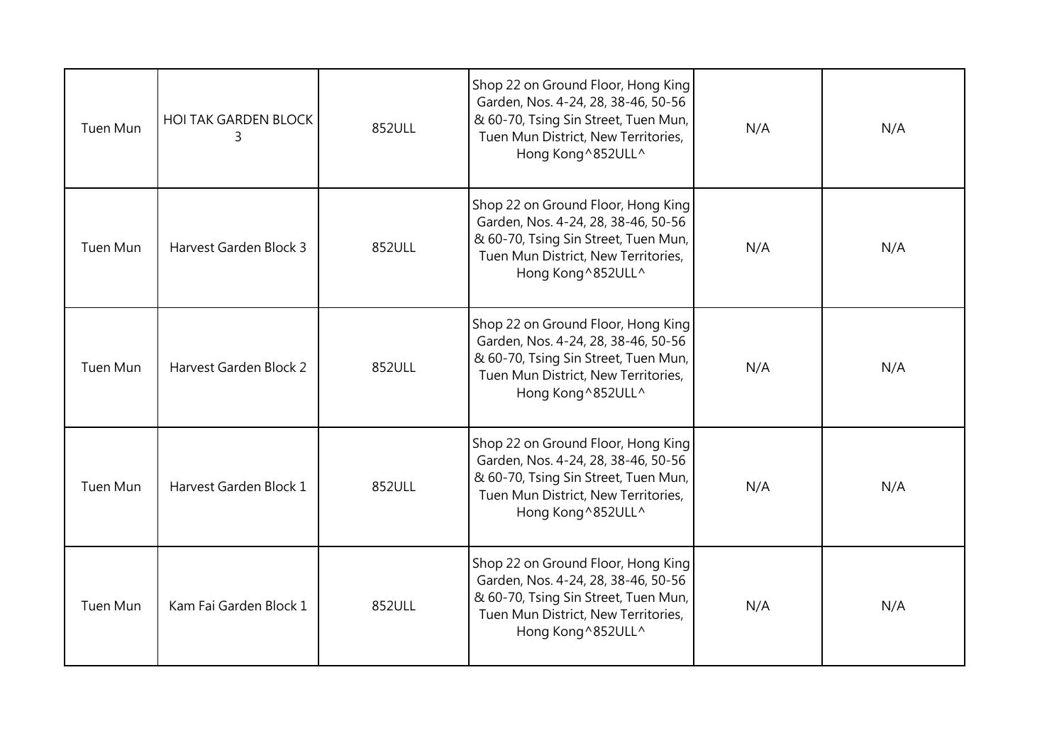| Tuen Mun | HOI TAK GARDEN BLOCK 3 | 852ULL | Shop 22 on Ground Floor, Hong King Garden, Nos. 4-24, 28, 38-46, 50-56 & 60-70, Tsing Sin Street, Tuen Mun, Tuen Mun District, New Territories, Hong Kong^852ULL^ | N/A | N/A |
|---|---|---|---|---|---|
| Tuen Mun | Harvest Garden Block 3 | 852ULL | Shop 22 on Ground Floor, Hong King Garden, Nos. 4-24, 28, 38-46, 50-56 & 60-70, Tsing Sin Street, Tuen Mun, Tuen Mun District, New Territories, Hong Kong^852ULL^ | N/A | N/A |
| Tuen Mun | Harvest Garden Block 2 | 852ULL | Shop 22 on Ground Floor, Hong King Garden, Nos. 4-24, 28, 38-46, 50-56 & 60-70, Tsing Sin Street, Tuen Mun, Tuen Mun District, New Territories, Hong Kong^852ULL^ | N/A | N/A |
| Tuen Mun | Harvest Garden Block 1 | 852ULL | Shop 22 on Ground Floor, Hong King Garden, Nos. 4-24, 28, 38-46, 50-56 & 60-70, Tsing Sin Street, Tuen Mun, Tuen Mun District, New Territories, Hong Kong^852ULL^ | N/A | N/A |
| Tuen Mun | Kam Fai Garden Block 1 | 852ULL | Shop 22 on Ground Floor, Hong King Garden, Nos. 4-24, 28, 38-46, 50-56 & 60-70, Tsing Sin Street, Tuen Mun, Tuen Mun District, New Territories, Hong Kong^852ULL^ | N/A | N/A |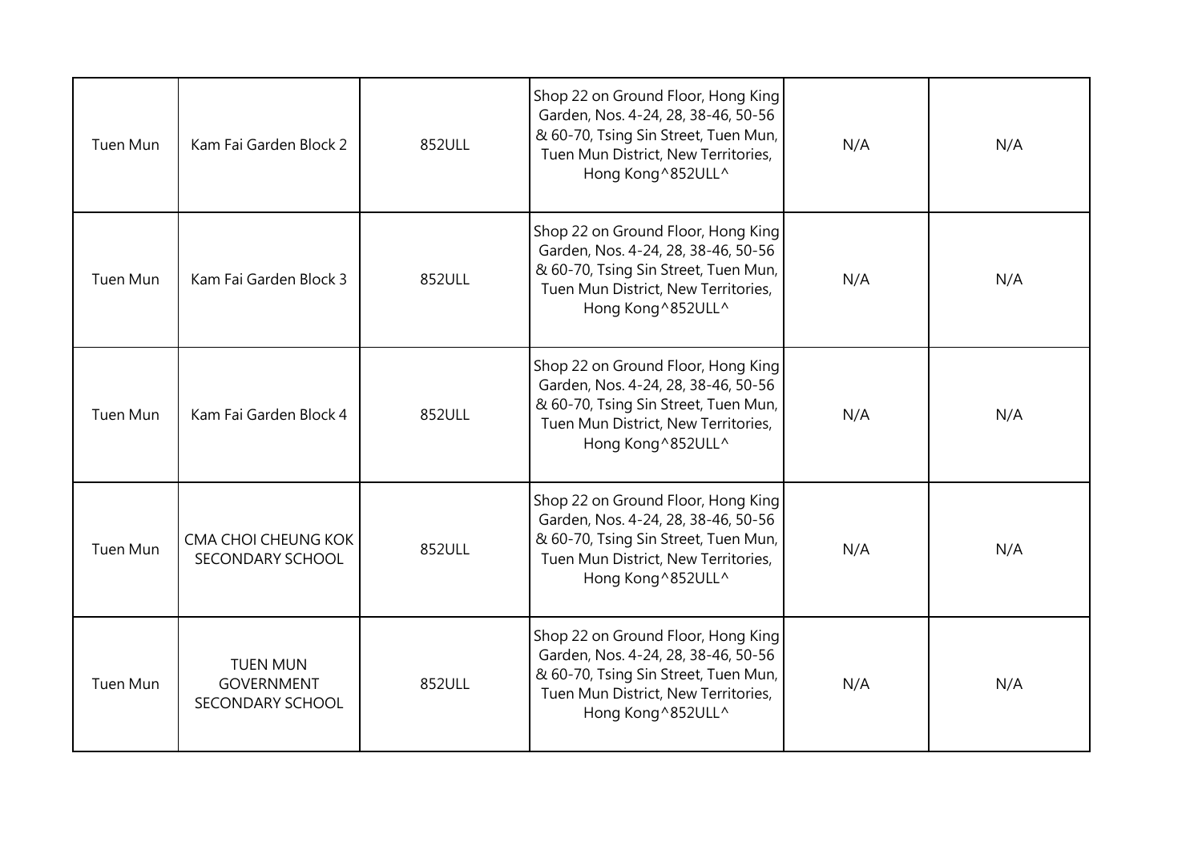| | | | | | |
|---|---|---|---|---|---|
| Tuen Mun | Kam Fai Garden Block 2 | 852ULL | Shop 22 on Ground Floor, Hong King Garden, Nos. 4-24, 28, 38-46, 50-56 & 60-70, Tsing Sin Street, Tuen Mun, Tuen Mun District, New Territories, Hong Kong^852ULL^ | N/A | N/A |
| Tuen Mun | Kam Fai Garden Block 3 | 852ULL | Shop 22 on Ground Floor, Hong King Garden, Nos. 4-24, 28, 38-46, 50-56 & 60-70, Tsing Sin Street, Tuen Mun, Tuen Mun District, New Territories, Hong Kong^852ULL^ | N/A | N/A |
| Tuen Mun | Kam Fai Garden Block 4 | 852ULL | Shop 22 on Ground Floor, Hong King Garden, Nos. 4-24, 28, 38-46, 50-56 & 60-70, Tsing Sin Street, Tuen Mun, Tuen Mun District, New Territories, Hong Kong^852ULL^ | N/A | N/A |
| Tuen Mun | CMA CHOI CHEUNG KOK SECONDARY SCHOOL | 852ULL | Shop 22 on Ground Floor, Hong King Garden, Nos. 4-24, 28, 38-46, 50-56 & 60-70, Tsing Sin Street, Tuen Mun, Tuen Mun District, New Territories, Hong Kong^852ULL^ | N/A | N/A |
| Tuen Mun | TUEN MUN GOVERNMENT SECONDARY SCHOOL | 852ULL | Shop 22 on Ground Floor, Hong King Garden, Nos. 4-24, 28, 38-46, 50-56 & 60-70, Tsing Sin Street, Tuen Mun, Tuen Mun District, New Territories, Hong Kong^852ULL^ | N/A | N/A |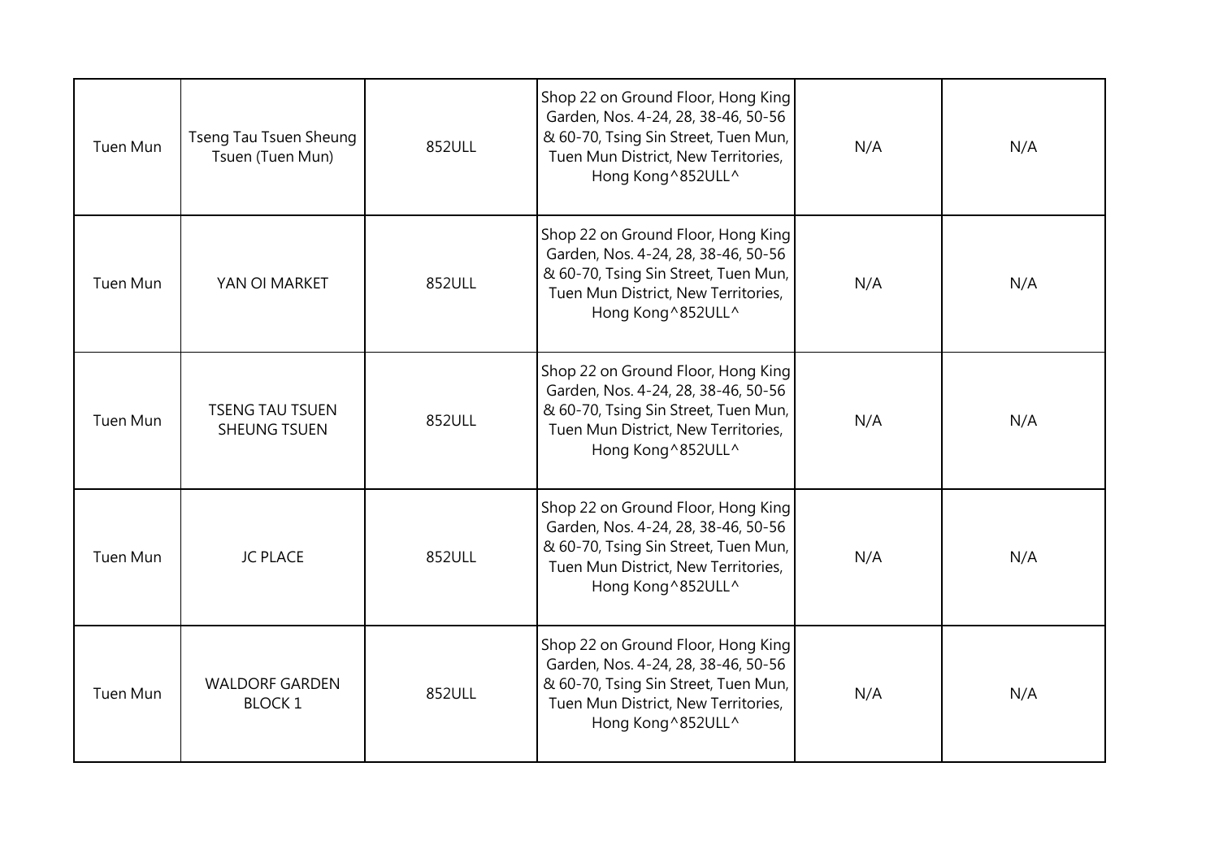| | | | | | |
|---|---|---|---|---|---|
| Tuen Mun | Tseng Tau Tsuen Sheung Tsuen (Tuen Mun) | 852ULL | Shop 22 on Ground Floor, Hong King Garden, Nos. 4-24, 28, 38-46, 50-56 & 60-70, Tsing Sin Street, Tuen Mun, Tuen Mun District, New Territories, Hong Kong^852ULL^ | N/A | N/A |
| Tuen Mun | YAN OI MARKET | 852ULL | Shop 22 on Ground Floor, Hong King Garden, Nos. 4-24, 28, 38-46, 50-56 & 60-70, Tsing Sin Street, Tuen Mun, Tuen Mun District, New Territories, Hong Kong^852ULL^ | N/A | N/A |
| Tuen Mun | TSENG TAU TSUEN SHEUNG TSUEN | 852ULL | Shop 22 on Ground Floor, Hong King Garden, Nos. 4-24, 28, 38-46, 50-56 & 60-70, Tsing Sin Street, Tuen Mun, Tuen Mun District, New Territories, Hong Kong^852ULL^ | N/A | N/A |
| Tuen Mun | JC PLACE | 852ULL | Shop 22 on Ground Floor, Hong King Garden, Nos. 4-24, 28, 38-46, 50-56 & 60-70, Tsing Sin Street, Tuen Mun, Tuen Mun District, New Territories, Hong Kong^852ULL^ | N/A | N/A |
| Tuen Mun | WALDORF GARDEN BLOCK 1 | 852ULL | Shop 22 on Ground Floor, Hong King Garden, Nos. 4-24, 28, 38-46, 50-56 & 60-70, Tsing Sin Street, Tuen Mun, Tuen Mun District, New Territories, Hong Kong^852ULL^ | N/A | N/A |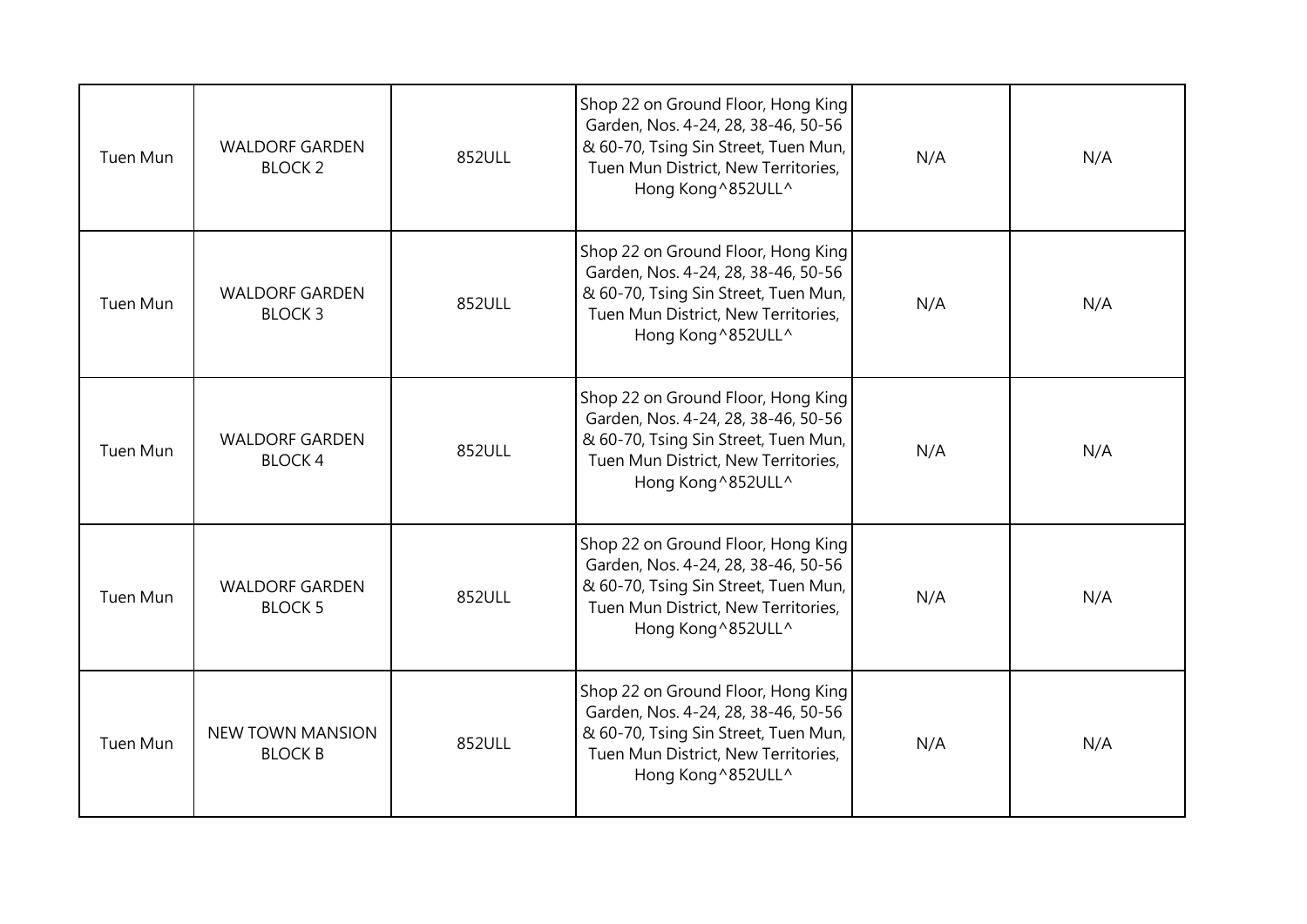| | | | | | |
|---|---|---|---|---|---|
| Tuen Mun | WALDORF GARDEN BLOCK 2 | 852ULL | Shop 22 on Ground Floor, Hong King Garden, Nos. 4-24, 28, 38-46, 50-56 & 60-70, Tsing Sin Street, Tuen Mun, Tuen Mun District, New Territories, Hong Kong^852ULL^ | N/A | N/A |
| Tuen Mun | WALDORF GARDEN BLOCK 3 | 852ULL | Shop 22 on Ground Floor, Hong King Garden, Nos. 4-24, 28, 38-46, 50-56 & 60-70, Tsing Sin Street, Tuen Mun, Tuen Mun District, New Territories, Hong Kong^852ULL^ | N/A | N/A |
| Tuen Mun | WALDORF GARDEN BLOCK 4 | 852ULL | Shop 22 on Ground Floor, Hong King Garden, Nos. 4-24, 28, 38-46, 50-56 & 60-70, Tsing Sin Street, Tuen Mun, Tuen Mun District, New Territories, Hong Kong^852ULL^ | N/A | N/A |
| Tuen Mun | WALDORF GARDEN BLOCK 5 | 852ULL | Shop 22 on Ground Floor, Hong King Garden, Nos. 4-24, 28, 38-46, 50-56 & 60-70, Tsing Sin Street, Tuen Mun, Tuen Mun District, New Territories, Hong Kong^852ULL^ | N/A | N/A |
| Tuen Mun | NEW TOWN MANSION BLOCK B | 852ULL | Shop 22 on Ground Floor, Hong King Garden, Nos. 4-24, 28, 38-46, 50-56 & 60-70, Tsing Sin Street, Tuen Mun, Tuen Mun District, New Territories, Hong Kong^852ULL^ | N/A | N/A |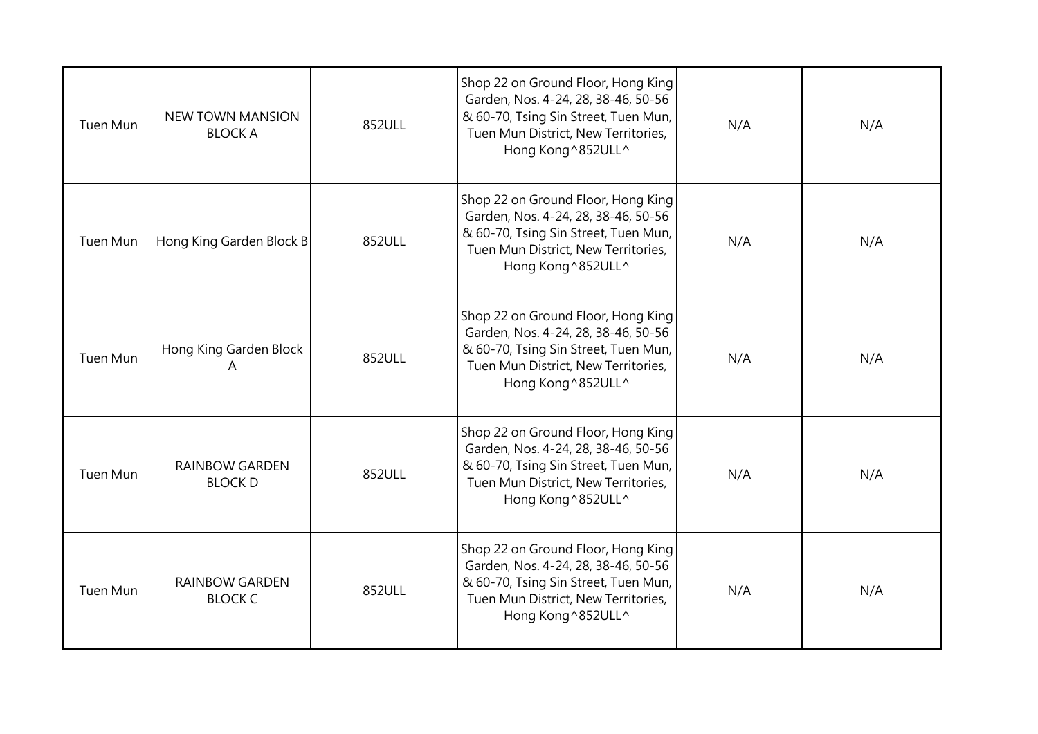| Tuen Mun | NEW TOWN MANSION BLOCK A | 852ULL | Shop 22 on Ground Floor, Hong King Garden, Nos. 4-24, 28, 38-46, 50-56 & 60-70, Tsing Sin Street, Tuen Mun, Tuen Mun District, New Territories, Hong Kong^852ULL^ | N/A | N/A |
|---|---|---|---|---|---|
| Tuen Mun | Hong King Garden Block B | 852ULL | Shop 22 on Ground Floor, Hong King Garden, Nos. 4-24, 28, 38-46, 50-56 & 60-70, Tsing Sin Street, Tuen Mun, Tuen Mun District, New Territories, Hong Kong^852ULL^ | N/A | N/A |
| Tuen Mun | Hong King Garden Block A | 852ULL | Shop 22 on Ground Floor, Hong King Garden, Nos. 4-24, 28, 38-46, 50-56 & 60-70, Tsing Sin Street, Tuen Mun, Tuen Mun District, New Territories, Hong Kong^852ULL^ | N/A | N/A |
| Tuen Mun | RAINBOW GARDEN BLOCK D | 852ULL | Shop 22 on Ground Floor, Hong King Garden, Nos. 4-24, 28, 38-46, 50-56 & 60-70, Tsing Sin Street, Tuen Mun, Tuen Mun District, New Territories, Hong Kong^852ULL^ | N/A | N/A |
| Tuen Mun | RAINBOW GARDEN BLOCK C | 852ULL | Shop 22 on Ground Floor, Hong King Garden, Nos. 4-24, 28, 38-46, 50-56 & 60-70, Tsing Sin Street, Tuen Mun, Tuen Mun District, New Territories, Hong Kong^852ULL^ | N/A | N/A |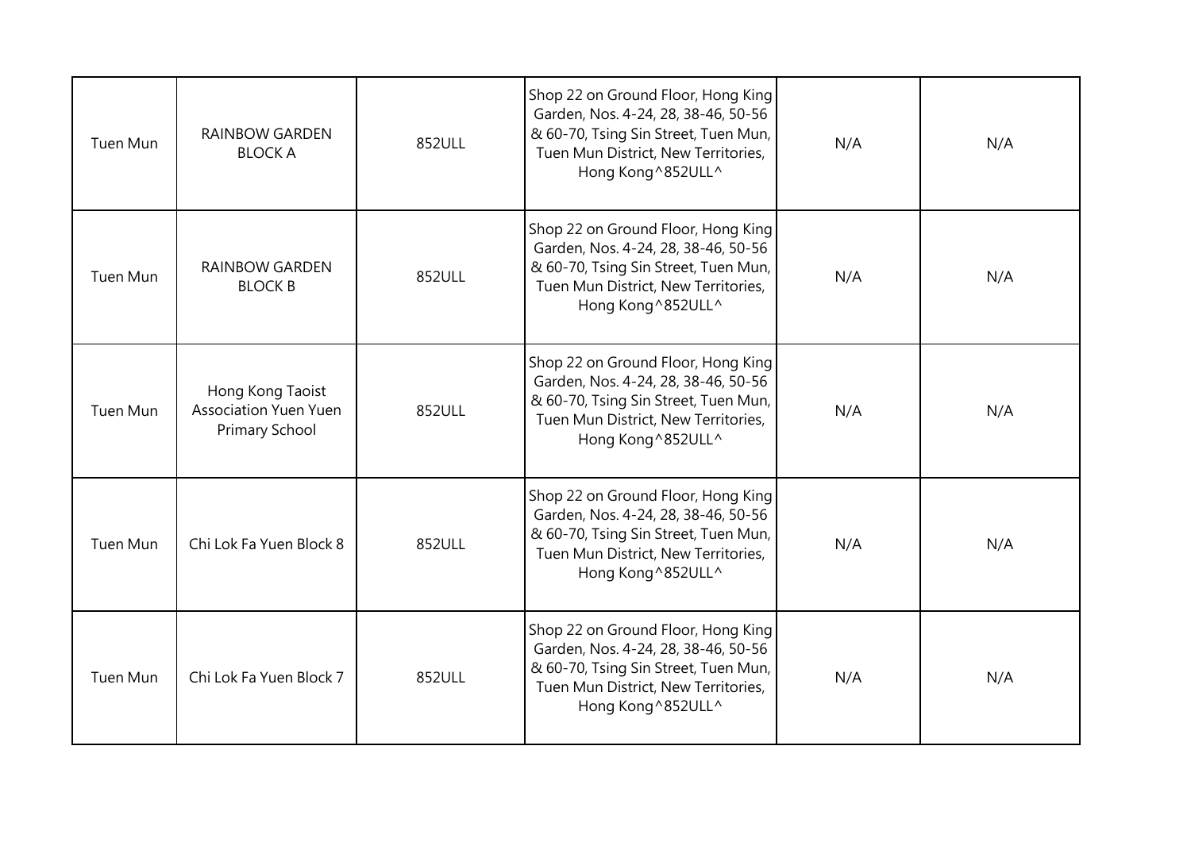| Tuen Mun | RAINBOW GARDEN BLOCK A | 852ULL | Shop 22 on Ground Floor, Hong King Garden, Nos. 4-24, 28, 38-46, 50-56 & 60-70, Tsing Sin Street, Tuen Mun, Tuen Mun District, New Territories, Hong Kong^852ULL^ | N/A | N/A |
|---|---|---|---|---|---|
| Tuen Mun | RAINBOW GARDEN BLOCK B | 852ULL | Shop 22 on Ground Floor, Hong King Garden, Nos. 4-24, 28, 38-46, 50-56 & 60-70, Tsing Sin Street, Tuen Mun, Tuen Mun District, New Territories, Hong Kong^852ULL^ | N/A | N/A |
| Tuen Mun | Hong Kong Taoist Association Yuen Yuen Primary School | 852ULL | Shop 22 on Ground Floor, Hong King Garden, Nos. 4-24, 28, 38-46, 50-56 & 60-70, Tsing Sin Street, Tuen Mun, Tuen Mun District, New Territories, Hong Kong^852ULL^ | N/A | N/A |
| Tuen Mun | Chi Lok Fa Yuen Block 8 | 852ULL | Shop 22 on Ground Floor, Hong King Garden, Nos. 4-24, 28, 38-46, 50-56 & 60-70, Tsing Sin Street, Tuen Mun, Tuen Mun District, New Territories, Hong Kong^852ULL^ | N/A | N/A |
| Tuen Mun | Chi Lok Fa Yuen Block 7 | 852ULL | Shop 22 on Ground Floor, Hong King Garden, Nos. 4-24, 28, 38-46, 50-56 & 60-70, Tsing Sin Street, Tuen Mun, Tuen Mun District, New Territories, Hong Kong^852ULL^ | N/A | N/A |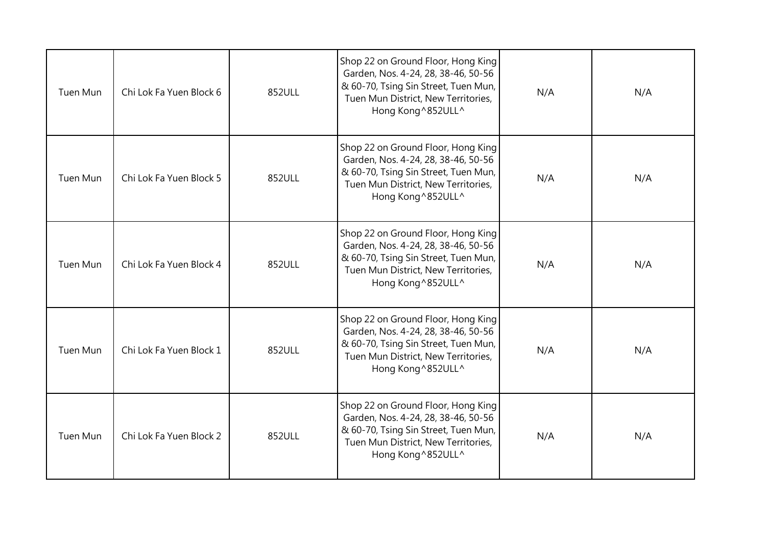| Tuen Mun | Chi Lok Fa Yuen Block 6 | 852ULL | Shop 22 on Ground Floor, Hong King Garden, Nos. 4-24, 28, 38-46, 50-56 & 60-70, Tsing Sin Street, Tuen Mun, Tuen Mun District, New Territories, Hong Kong^852ULL^ | N/A | N/A |
|---|---|---|---|---|---|
| Tuen Mun | Chi Lok Fa Yuen Block 5 | 852ULL | Shop 22 on Ground Floor, Hong King Garden, Nos. 4-24, 28, 38-46, 50-56 & 60-70, Tsing Sin Street, Tuen Mun, Tuen Mun District, New Territories, Hong Kong^852ULL^ | N/A | N/A |
| Tuen Mun | Chi Lok Fa Yuen Block 4 | 852ULL | Shop 22 on Ground Floor, Hong King Garden, Nos. 4-24, 28, 38-46, 50-56 & 60-70, Tsing Sin Street, Tuen Mun, Tuen Mun District, New Territories, Hong Kong^852ULL^ | N/A | N/A |
| Tuen Mun | Chi Lok Fa Yuen Block 1 | 852ULL | Shop 22 on Ground Floor, Hong King Garden, Nos. 4-24, 28, 38-46, 50-56 & 60-70, Tsing Sin Street, Tuen Mun, Tuen Mun District, New Territories, Hong Kong^852ULL^ | N/A | N/A |
| Tuen Mun | Chi Lok Fa Yuen Block 2 | 852ULL | Shop 22 on Ground Floor, Hong King Garden, Nos. 4-24, 28, 38-46, 50-56 & 60-70, Tsing Sin Street, Tuen Mun, Tuen Mun District, New Territories, Hong Kong^852ULL^ | N/A | N/A |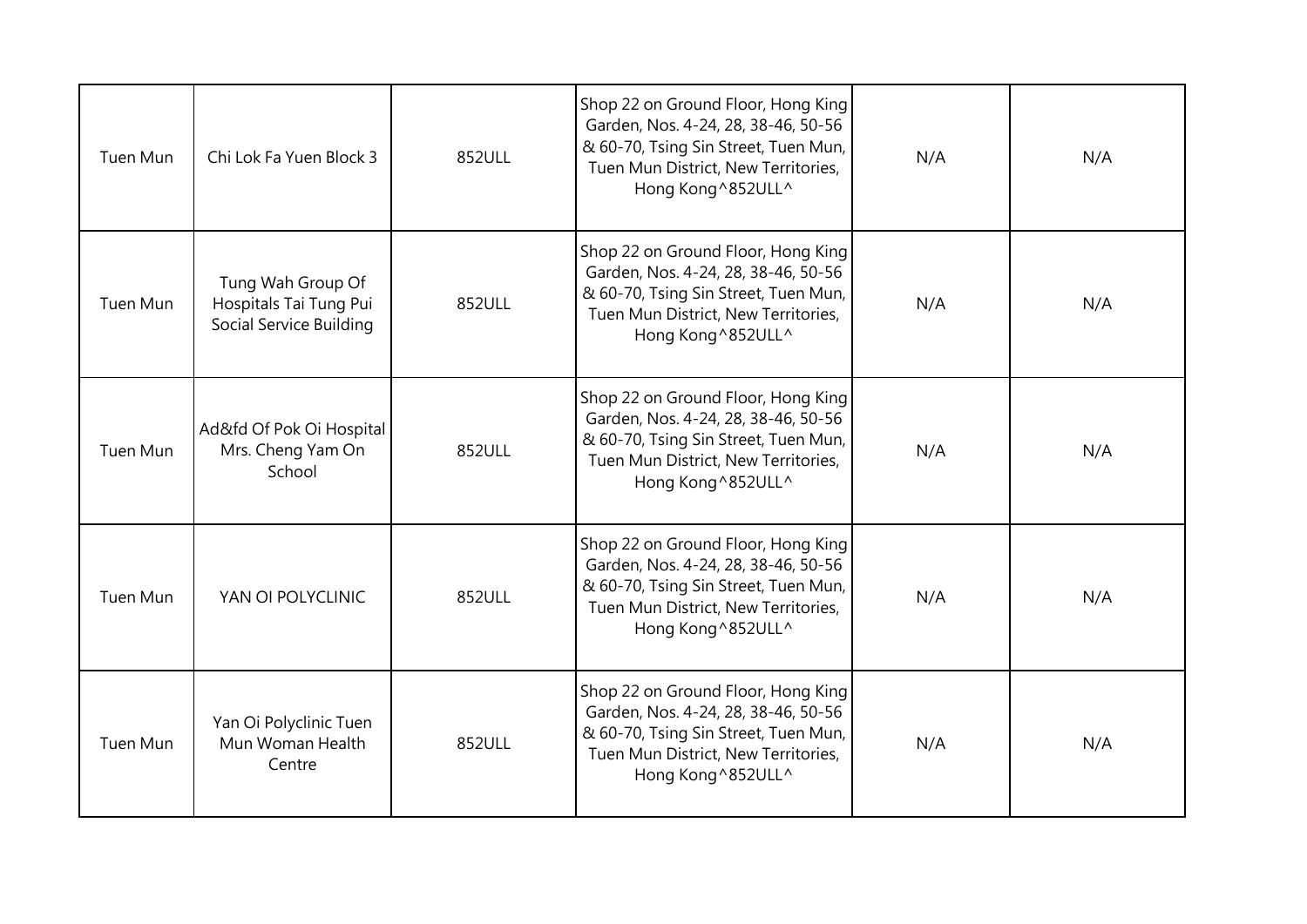| | | | | | |
|---|---|---|---|---|---|
| Tuen Mun | Chi Lok Fa Yuen Block 3 | 852ULL | Shop 22 on Ground Floor, Hong King Garden, Nos. 4-24, 28, 38-46, 50-56 & 60-70, Tsing Sin Street, Tuen Mun, Tuen Mun District, New Territories, Hong Kong^852ULL^ | N/A | N/A |
| Tuen Mun | Tung Wah Group Of Hospitals Tai Tung Pui Social Service Building | 852ULL | Shop 22 on Ground Floor, Hong King Garden, Nos. 4-24, 28, 38-46, 50-56 & 60-70, Tsing Sin Street, Tuen Mun, Tuen Mun District, New Territories, Hong Kong^852ULL^ | N/A | N/A |
| Tuen Mun | Ad&fd Of Pok Oi Hospital Mrs. Cheng Yam On School | 852ULL | Shop 22 on Ground Floor, Hong King Garden, Nos. 4-24, 28, 38-46, 50-56 & 60-70, Tsing Sin Street, Tuen Mun, Tuen Mun District, New Territories, Hong Kong^852ULL^ | N/A | N/A |
| Tuen Mun | YAN OI POLYCLINIC | 852ULL | Shop 22 on Ground Floor, Hong King Garden, Nos. 4-24, 28, 38-46, 50-56 & 60-70, Tsing Sin Street, Tuen Mun, Tuen Mun District, New Territories, Hong Kong^852ULL^ | N/A | N/A |
| Tuen Mun | Yan Oi Polyclinic Tuen Mun Woman Health Centre | 852ULL | Shop 22 on Ground Floor, Hong King Garden, Nos. 4-24, 28, 38-46, 50-56 & 60-70, Tsing Sin Street, Tuen Mun, Tuen Mun District, New Territories, Hong Kong^852ULL^ | N/A | N/A |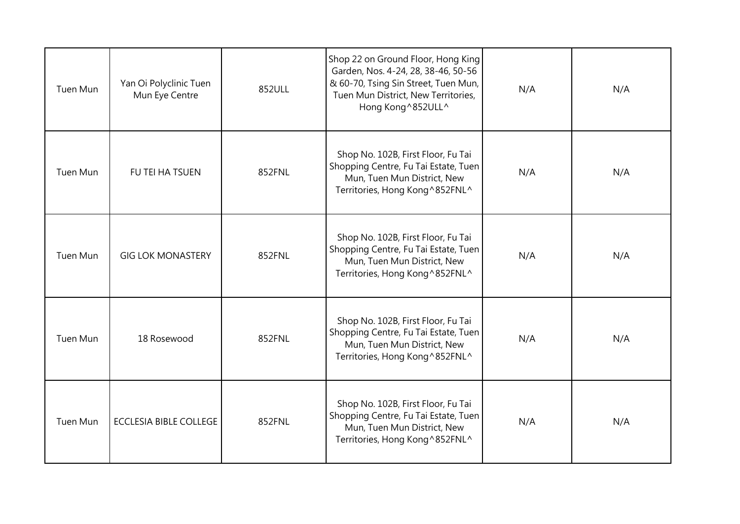| | | | | | |
|---|---|---|---|---|---|
| Tuen Mun | Yan Oi Polyclinic Tuen Mun Eye Centre | 852ULL | Shop 22 on Ground Floor, Hong King Garden, Nos. 4-24, 28, 38-46, 50-56 & 60-70, Tsing Sin Street, Tuen Mun, Tuen Mun District, New Territories, Hong Kong^852ULL^ | N/A | N/A |
| Tuen Mun | FU TEI HA TSUEN | 852FNL | Shop No. 102B, First Floor, Fu Tai Shopping Centre, Fu Tai Estate, Tuen Mun, Tuen Mun District, New Territories, Hong Kong^852FNL^ | N/A | N/A |
| Tuen Mun | GIG LOK MONASTERY | 852FNL | Shop No. 102B, First Floor, Fu Tai Shopping Centre, Fu Tai Estate, Tuen Mun, Tuen Mun District, New Territories, Hong Kong^852FNL^ | N/A | N/A |
| Tuen Mun | 18 Rosewood | 852FNL | Shop No. 102B, First Floor, Fu Tai Shopping Centre, Fu Tai Estate, Tuen Mun, Tuen Mun District, New Territories, Hong Kong^852FNL^ | N/A | N/A |
| Tuen Mun | ECCLESIA BIBLE COLLEGE | 852FNL | Shop No. 102B, First Floor, Fu Tai Shopping Centre, Fu Tai Estate, Tuen Mun, Tuen Mun District, New Territories, Hong Kong^852FNL^ | N/A | N/A |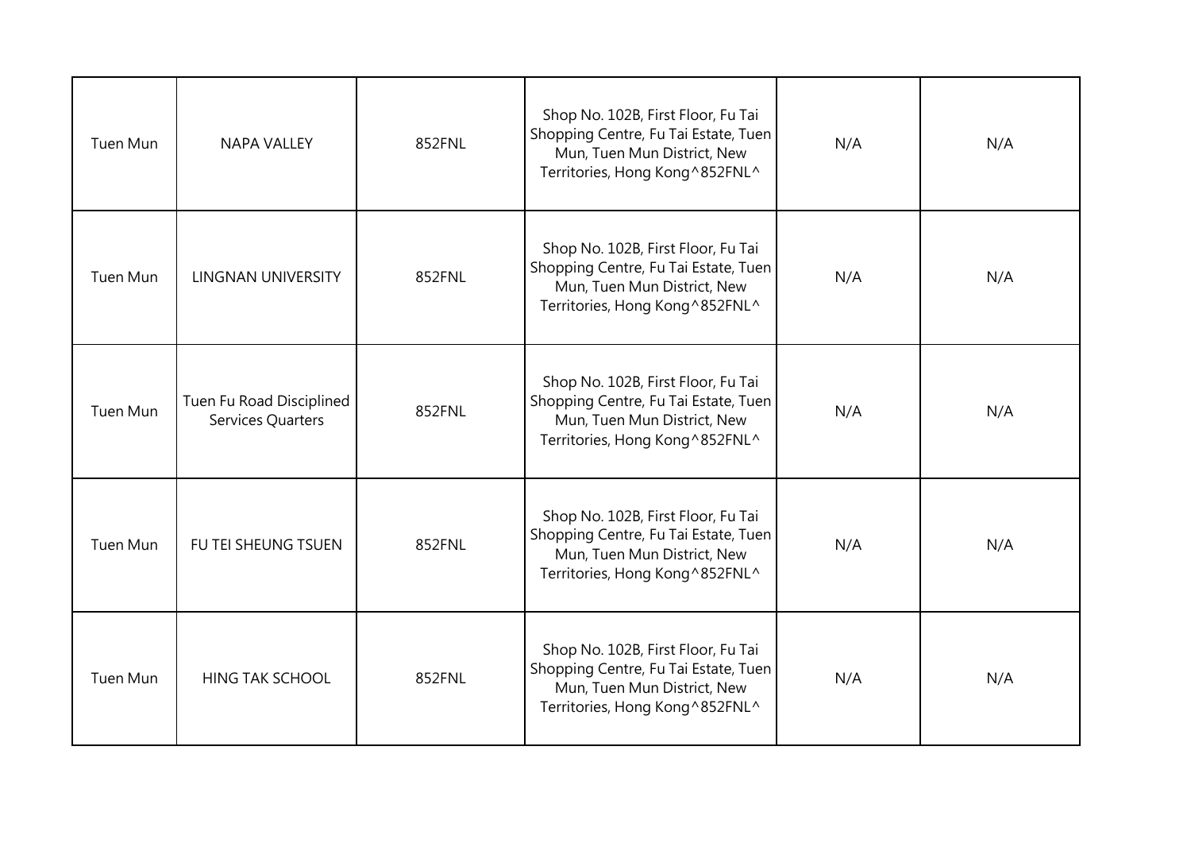| | | | | | |
|---|---|---|---|---|---|
| Tuen Mun | NAPA VALLEY | 852FNL | Shop No. 102B, First Floor, Fu Tai Shopping Centre, Fu Tai Estate, Tuen Mun, Tuen Mun District, New Territories, Hong Kong^852FNL^ | N/A | N/A |
| Tuen Mun | LINGNAN UNIVERSITY | 852FNL | Shop No. 102B, First Floor, Fu Tai Shopping Centre, Fu Tai Estate, Tuen Mun, Tuen Mun District, New Territories, Hong Kong^852FNL^ | N/A | N/A |
| Tuen Mun | Tuen Fu Road Disciplined Services Quarters | 852FNL | Shop No. 102B, First Floor, Fu Tai Shopping Centre, Fu Tai Estate, Tuen Mun, Tuen Mun District, New Territories, Hong Kong^852FNL^ | N/A | N/A |
| Tuen Mun | FU TEI SHEUNG TSUEN | 852FNL | Shop No. 102B, First Floor, Fu Tai Shopping Centre, Fu Tai Estate, Tuen Mun, Tuen Mun District, New Territories, Hong Kong^852FNL^ | N/A | N/A |
| Tuen Mun | HING TAK SCHOOL | 852FNL | Shop No. 102B, First Floor, Fu Tai Shopping Centre, Fu Tai Estate, Tuen Mun, Tuen Mun District, New Territories, Hong Kong^852FNL^ | N/A | N/A |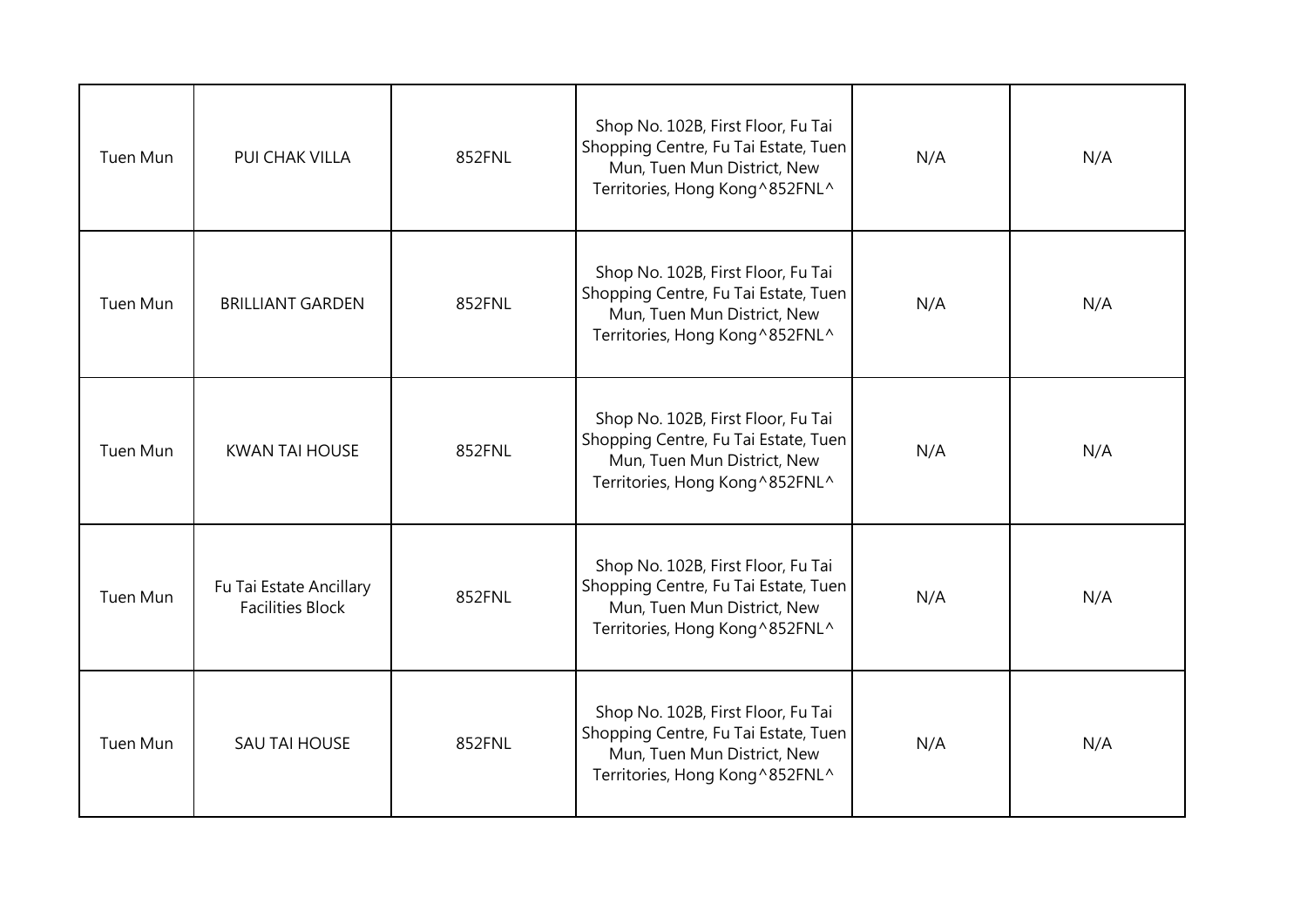| | | | | | |
|---|---|---|---|---|---|
| Tuen Mun | PUI CHAK VILLA | 852FNL | Shop No. 102B, First Floor, Fu Tai Shopping Centre, Fu Tai Estate, Tuen Mun, Tuen Mun District, New Territories, Hong Kong^852FNL^ | N/A | N/A |
| Tuen Mun | BRILLIANT GARDEN | 852FNL | Shop No. 102B, First Floor, Fu Tai Shopping Centre, Fu Tai Estate, Tuen Mun, Tuen Mun District, New Territories, Hong Kong^852FNL^ | N/A | N/A |
| Tuen Mun | KWAN TAI HOUSE | 852FNL | Shop No. 102B, First Floor, Fu Tai Shopping Centre, Fu Tai Estate, Tuen Mun, Tuen Mun District, New Territories, Hong Kong^852FNL^ | N/A | N/A |
| Tuen Mun | Fu Tai Estate Ancillary Facilities Block | 852FNL | Shop No. 102B, First Floor, Fu Tai Shopping Centre, Fu Tai Estate, Tuen Mun, Tuen Mun District, New Territories, Hong Kong^852FNL^ | N/A | N/A |
| Tuen Mun | SAU TAI HOUSE | 852FNL | Shop No. 102B, First Floor, Fu Tai Shopping Centre, Fu Tai Estate, Tuen Mun, Tuen Mun District, New Territories, Hong Kong^852FNL^ | N/A | N/A |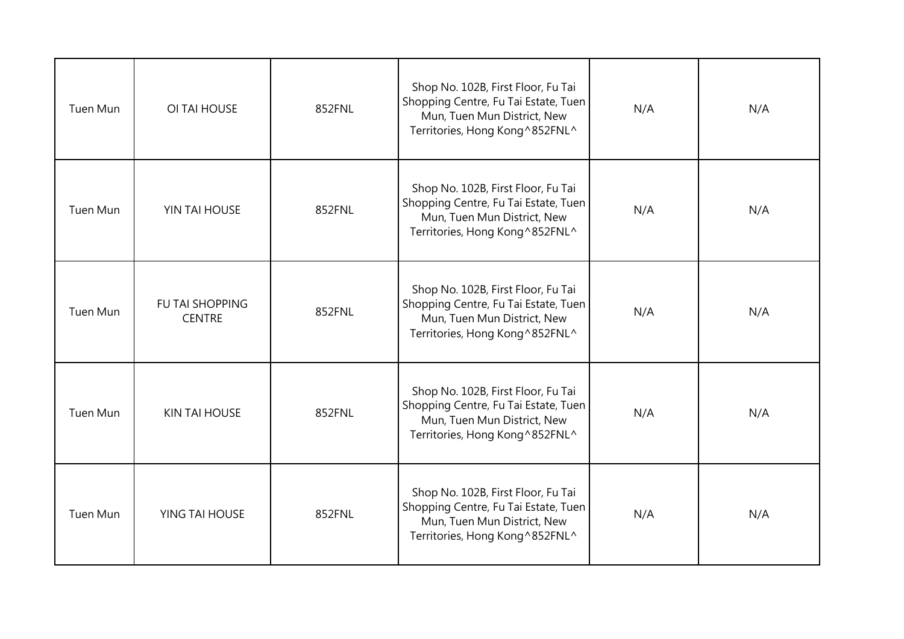| Tuen Mun | OI TAI HOUSE | 852FNL | Shop No. 102B, First Floor, Fu Tai Shopping Centre, Fu Tai Estate, Tuen Mun, Tuen Mun District, New Territories, Hong Kong^852FNL^ | N/A | N/A |
|---|---|---|---|---|---|
| Tuen Mun | YIN TAI HOUSE | 852FNL | Shop No. 102B, First Floor, Fu Tai Shopping Centre, Fu Tai Estate, Tuen Mun, Tuen Mun District, New Territories, Hong Kong^852FNL^ | N/A | N/A |
| Tuen Mun | FU TAI SHOPPING CENTRE | 852FNL | Shop No. 102B, First Floor, Fu Tai Shopping Centre, Fu Tai Estate, Tuen Mun, Tuen Mun District, New Territories, Hong Kong^852FNL^ | N/A | N/A |
| Tuen Mun | KIN TAI HOUSE | 852FNL | Shop No. 102B, First Floor, Fu Tai Shopping Centre, Fu Tai Estate, Tuen Mun, Tuen Mun District, New Territories, Hong Kong^852FNL^ | N/A | N/A |
| Tuen Mun | YING TAI HOUSE | 852FNL | Shop No. 102B, First Floor, Fu Tai Shopping Centre, Fu Tai Estate, Tuen Mun, Tuen Mun District, New Territories, Hong Kong^852FNL^ | N/A | N/A |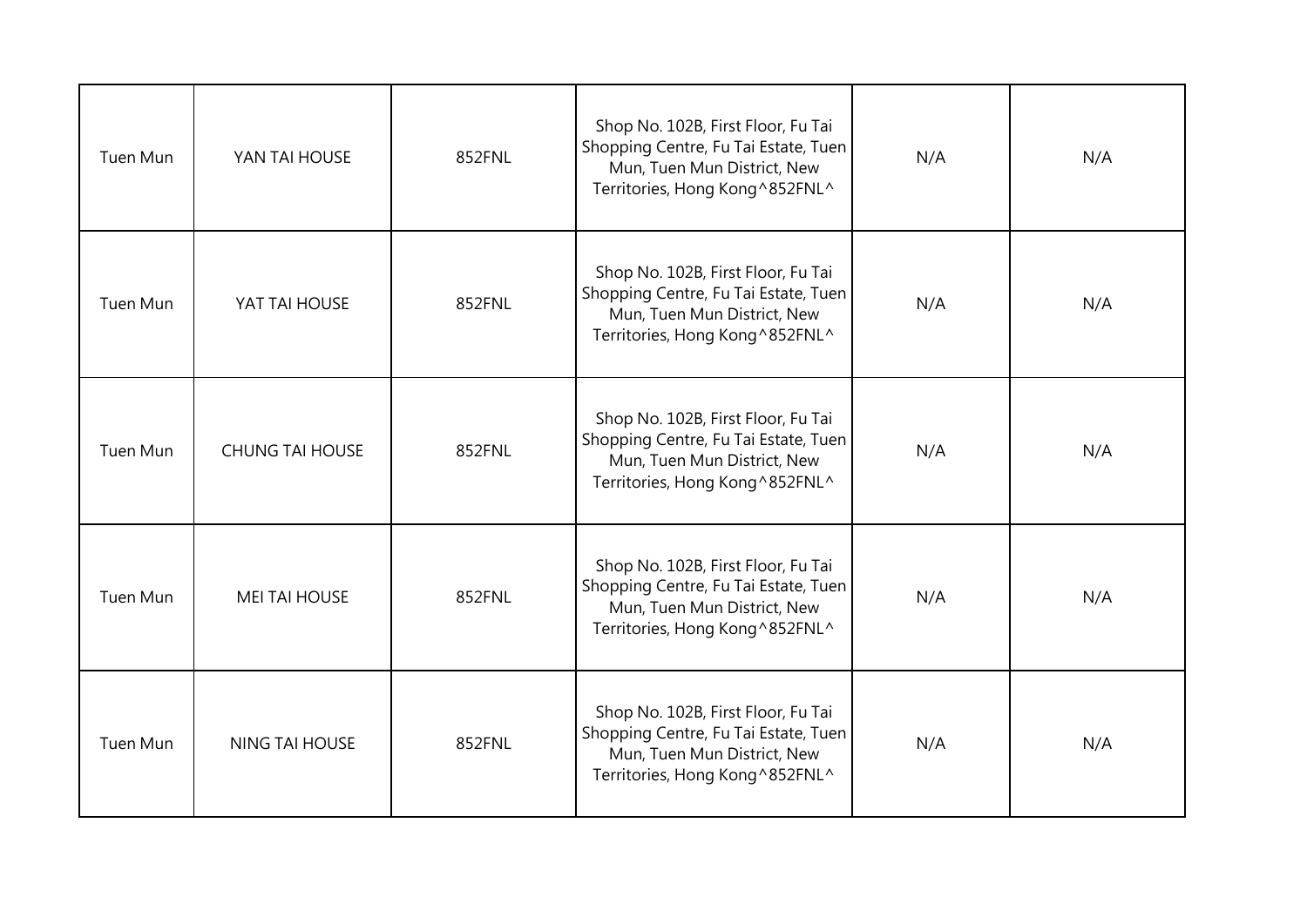| | | | | | |
|---|---|---|---|---|---|
| Tuen Mun | YAN TAI HOUSE | 852FNL | Shop No. 102B, First Floor, Fu Tai Shopping Centre, Fu Tai Estate, Tuen Mun, Tuen Mun District, New Territories, Hong Kong^852FNL^ | N/A | N/A |
| Tuen Mun | YAT TAI HOUSE | 852FNL | Shop No. 102B, First Floor, Fu Tai Shopping Centre, Fu Tai Estate, Tuen Mun, Tuen Mun District, New Territories, Hong Kong^852FNL^ | N/A | N/A |
| Tuen Mun | CHUNG TAI HOUSE | 852FNL | Shop No. 102B, First Floor, Fu Tai Shopping Centre, Fu Tai Estate, Tuen Mun, Tuen Mun District, New Territories, Hong Kong^852FNL^ | N/A | N/A |
| Tuen Mun | MEI TAI HOUSE | 852FNL | Shop No. 102B, First Floor, Fu Tai Shopping Centre, Fu Tai Estate, Tuen Mun, Tuen Mun District, New Territories, Hong Kong^852FNL^ | N/A | N/A |
| Tuen Mun | NING TAI HOUSE | 852FNL | Shop No. 102B, First Floor, Fu Tai Shopping Centre, Fu Tai Estate, Tuen Mun, Tuen Mun District, New Territories, Hong Kong^852FNL^ | N/A | N/A |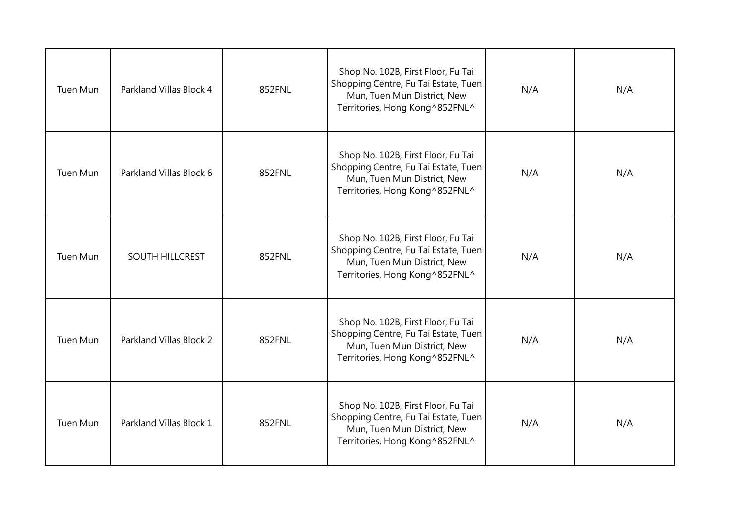| Tuen Mun | Parkland Villas Block 4 | 852FNL | Shop No. 102B, First Floor, Fu Tai Shopping Centre, Fu Tai Estate, Tuen Mun, Tuen Mun District, New Territories, Hong Kong^852FNL^ | N/A | N/A |
|---|---|---|---|---|---|
| Tuen Mun | Parkland Villas Block 6 | 852FNL | Shop No. 102B, First Floor, Fu Tai Shopping Centre, Fu Tai Estate, Tuen Mun, Tuen Mun District, New Territories, Hong Kong^852FNL^ | N/A | N/A |
| Tuen Mun | SOUTH HILLCREST | 852FNL | Shop No. 102B, First Floor, Fu Tai Shopping Centre, Fu Tai Estate, Tuen Mun, Tuen Mun District, New Territories, Hong Kong^852FNL^ | N/A | N/A |
| Tuen Mun | Parkland Villas Block 2 | 852FNL | Shop No. 102B, First Floor, Fu Tai Shopping Centre, Fu Tai Estate, Tuen Mun, Tuen Mun District, New Territories, Hong Kong^852FNL^ | N/A | N/A |
| Tuen Mun | Parkland Villas Block 1 | 852FNL | Shop No. 102B, First Floor, Fu Tai Shopping Centre, Fu Tai Estate, Tuen Mun, Tuen Mun District, New Territories, Hong Kong^852FNL^ | N/A | N/A |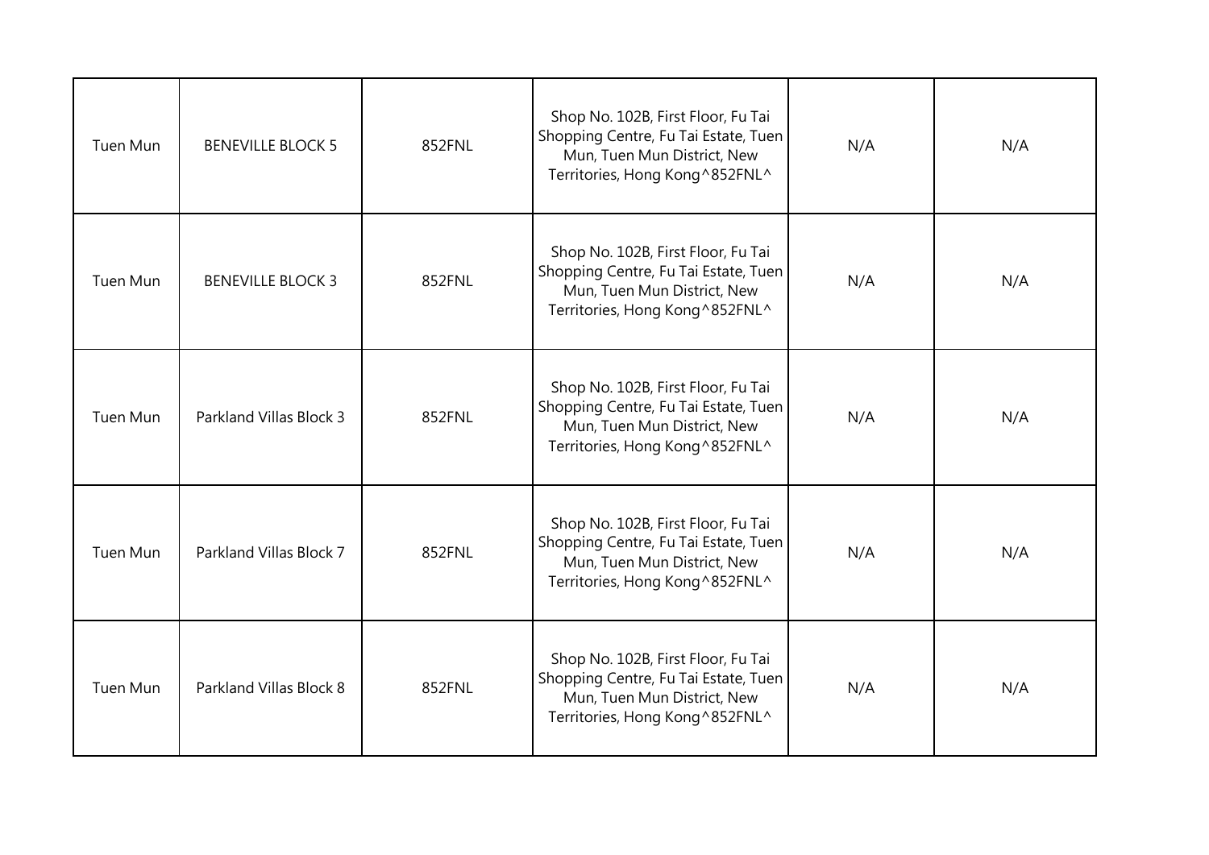| Tuen Mun | BENEVILLE BLOCK 5 | 852FNL | Shop No. 102B, First Floor, Fu Tai Shopping Centre, Fu Tai Estate, Tuen Mun, Tuen Mun District, New Territories, Hong Kong^852FNL^ | N/A | N/A |
|---|---|---|---|---|---|
| Tuen Mun | BENEVILLE BLOCK 3 | 852FNL | Shop No. 102B, First Floor, Fu Tai Shopping Centre, Fu Tai Estate, Tuen Mun, Tuen Mun District, New Territories, Hong Kong^852FNL^ | N/A | N/A |
| Tuen Mun | Parkland Villas Block 3 | 852FNL | Shop No. 102B, First Floor, Fu Tai Shopping Centre, Fu Tai Estate, Tuen Mun, Tuen Mun District, New Territories, Hong Kong^852FNL^ | N/A | N/A |
| Tuen Mun | Parkland Villas Block 7 | 852FNL | Shop No. 102B, First Floor, Fu Tai Shopping Centre, Fu Tai Estate, Tuen Mun, Tuen Mun District, New Territories, Hong Kong^852FNL^ | N/A | N/A |
| Tuen Mun | Parkland Villas Block 8 | 852FNL | Shop No. 102B, First Floor, Fu Tai Shopping Centre, Fu Tai Estate, Tuen Mun, Tuen Mun District, New Territories, Hong Kong^852FNL^ | N/A | N/A |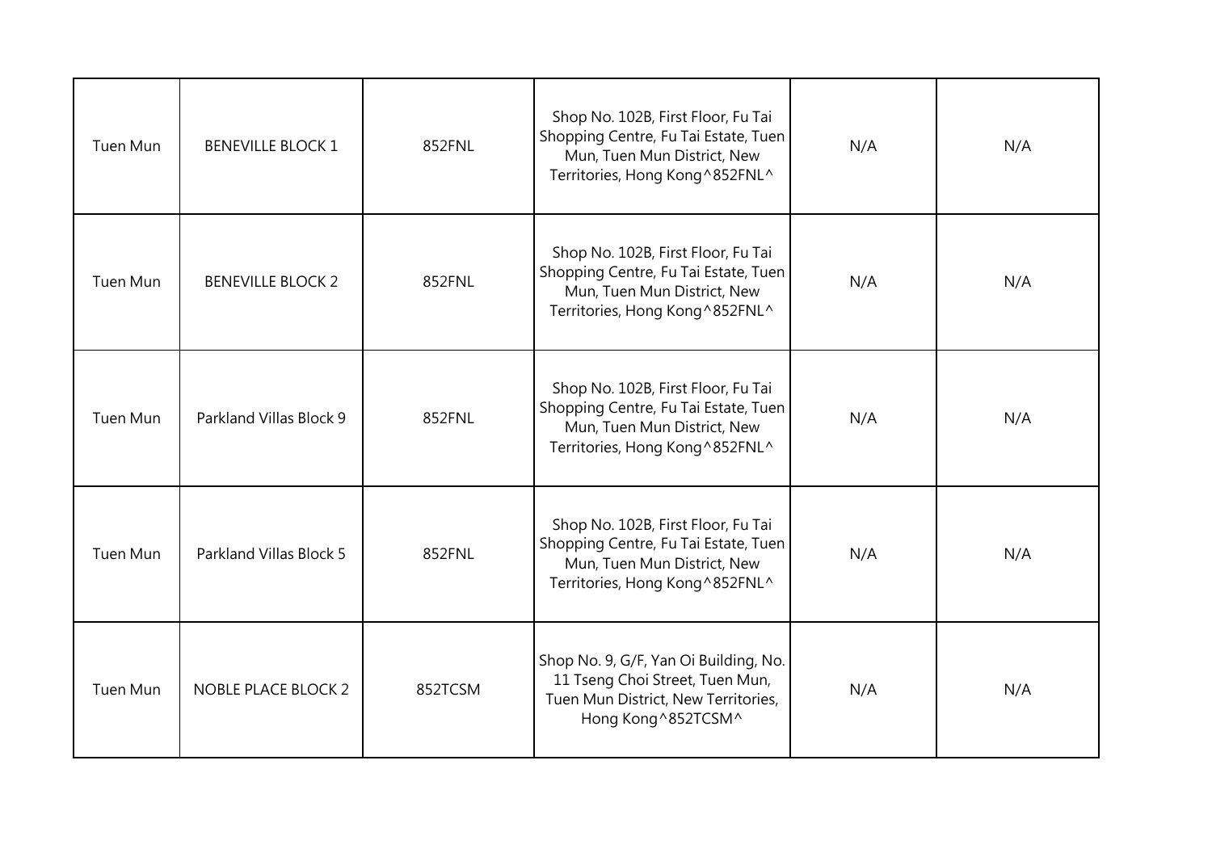| | | | | | |
|---|---|---|---|---|---|
| Tuen Mun | BENEVILLE BLOCK 1 | 852FNL | Shop No. 102B, First Floor, Fu Tai Shopping Centre, Fu Tai Estate, Tuen Mun, Tuen Mun District, New Territories, Hong Kong^852FNL^ | N/A | N/A |
| Tuen Mun | BENEVILLE BLOCK 2 | 852FNL | Shop No. 102B, First Floor, Fu Tai Shopping Centre, Fu Tai Estate, Tuen Mun, Tuen Mun District, New Territories, Hong Kong^852FNL^ | N/A | N/A |
| Tuen Mun | Parkland Villas Block 9 | 852FNL | Shop No. 102B, First Floor, Fu Tai Shopping Centre, Fu Tai Estate, Tuen Mun, Tuen Mun District, New Territories, Hong Kong^852FNL^ | N/A | N/A |
| Tuen Mun | Parkland Villas Block 5 | 852FNL | Shop No. 102B, First Floor, Fu Tai Shopping Centre, Fu Tai Estate, Tuen Mun, Tuen Mun District, New Territories, Hong Kong^852FNL^ | N/A | N/A |
| Tuen Mun | NOBLE PLACE BLOCK 2 | 852TCSM | Shop No. 9, G/F, Yan Oi Building, No. 11 Tseng Choi Street, Tuen Mun, Tuen Mun District, New Territories, Hong Kong^852TCSM^ | N/A | N/A |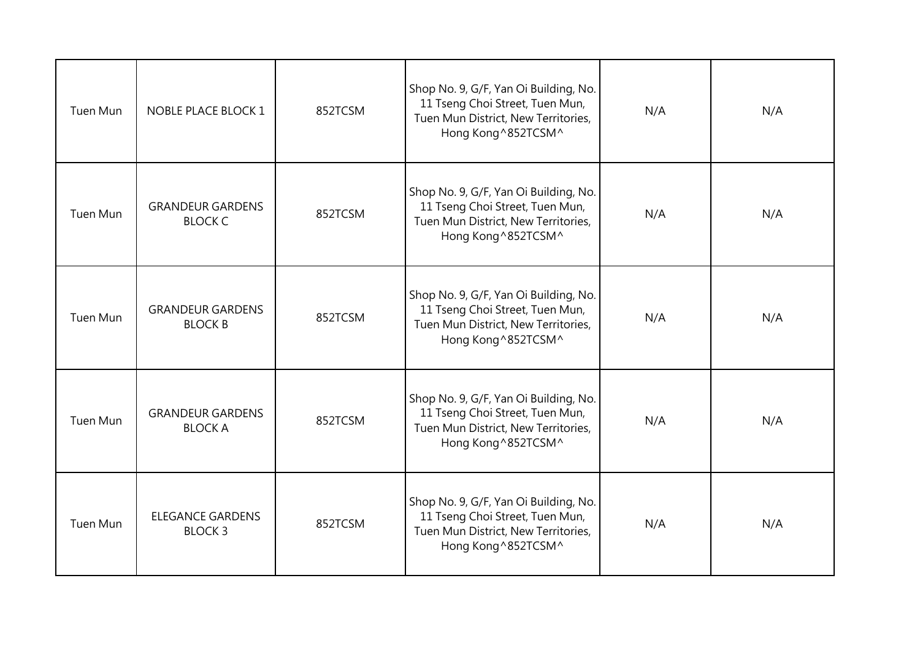| Tuen Mun | NOBLE PLACE BLOCK 1 | 852TCSM | Shop No. 9, G/F, Yan Oi Building, No. 11 Tseng Choi Street, Tuen Mun, Tuen Mun District, New Territories, Hong Kong^852TCSM^ | N/A | N/A |
|---|---|---|---|---|---|
| Tuen Mun | GRANDEUR GARDENS BLOCK C | 852TCSM | Shop No. 9, G/F, Yan Oi Building, No. 11 Tseng Choi Street, Tuen Mun, Tuen Mun District, New Territories, Hong Kong^852TCSM^ | N/A | N/A |
| Tuen Mun | GRANDEUR GARDENS BLOCK B | 852TCSM | Shop No. 9, G/F, Yan Oi Building, No. 11 Tseng Choi Street, Tuen Mun, Tuen Mun District, New Territories, Hong Kong^852TCSM^ | N/A | N/A |
| Tuen Mun | GRANDEUR GARDENS BLOCK A | 852TCSM | Shop No. 9, G/F, Yan Oi Building, No. 11 Tseng Choi Street, Tuen Mun, Tuen Mun District, New Territories, Hong Kong^852TCSM^ | N/A | N/A |
| Tuen Mun | ELEGANCE GARDENS BLOCK 3 | 852TCSM | Shop No. 9, G/F, Yan Oi Building, No. 11 Tseng Choi Street, Tuen Mun, Tuen Mun District, New Territories, Hong Kong^852TCSM^ | N/A | N/A |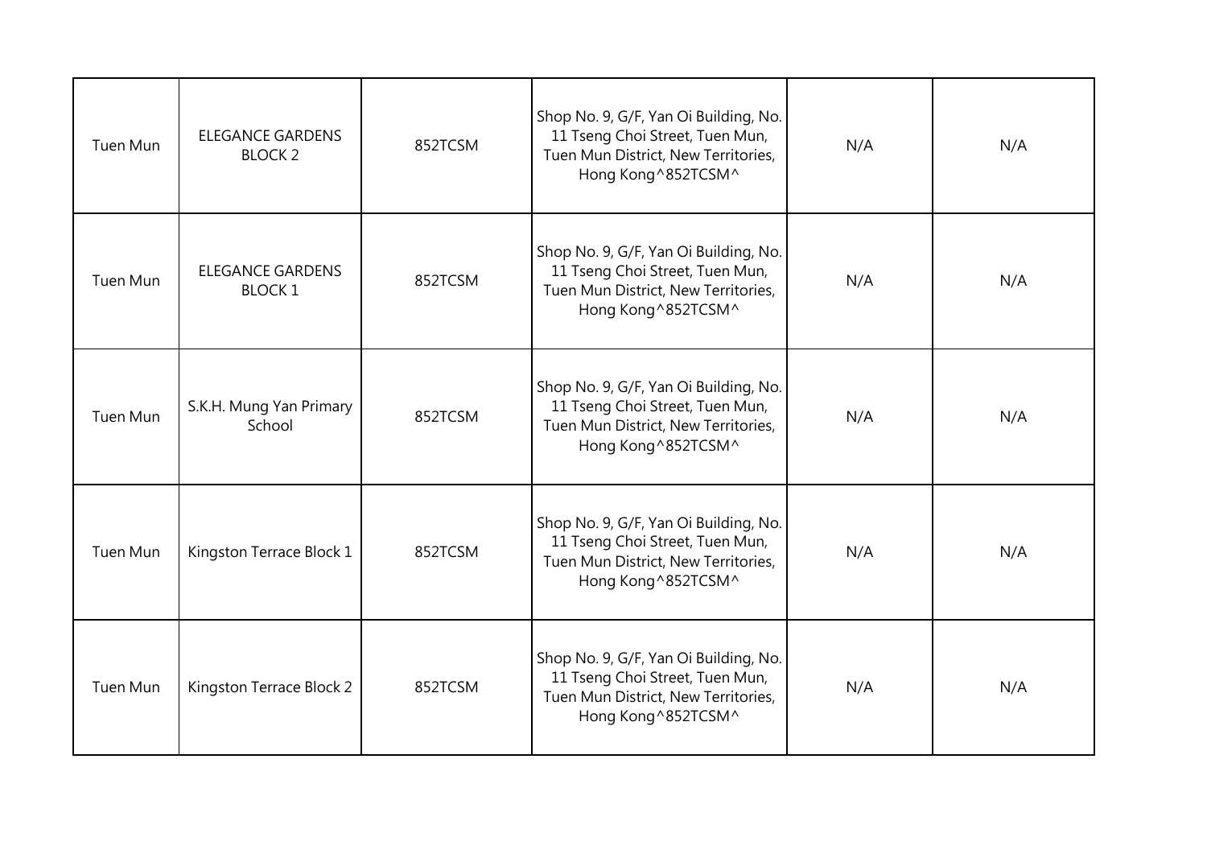| Tuen Mun | ELEGANCE GARDENS BLOCK 2 | 852TCSM | Shop No. 9, G/F, Yan Oi Building, No. 11 Tseng Choi Street, Tuen Mun, Tuen Mun District, New Territories, Hong Kong^852TCSM^ | N/A | N/A |
|---|---|---|---|---|---|
| Tuen Mun | ELEGANCE GARDENS BLOCK 1 | 852TCSM | Shop No. 9, G/F, Yan Oi Building, No. 11 Tseng Choi Street, Tuen Mun, Tuen Mun District, New Territories, Hong Kong^852TCSM^ | N/A | N/A |
| Tuen Mun | S.K.H. Mung Yan Primary School | 852TCSM | Shop No. 9, G/F, Yan Oi Building, No. 11 Tseng Choi Street, Tuen Mun, Tuen Mun District, New Territories, Hong Kong^852TCSM^ | N/A | N/A |
| Tuen Mun | Kingston Terrace Block 1 | 852TCSM | Shop No. 9, G/F, Yan Oi Building, No. 11 Tseng Choi Street, Tuen Mun, Tuen Mun District, New Territories, Hong Kong^852TCSM^ | N/A | N/A |
| Tuen Mun | Kingston Terrace Block 2 | 852TCSM | Shop No. 9, G/F, Yan Oi Building, No. 11 Tseng Choi Street, Tuen Mun, Tuen Mun District, New Territories, Hong Kong^852TCSM^ | N/A | N/A |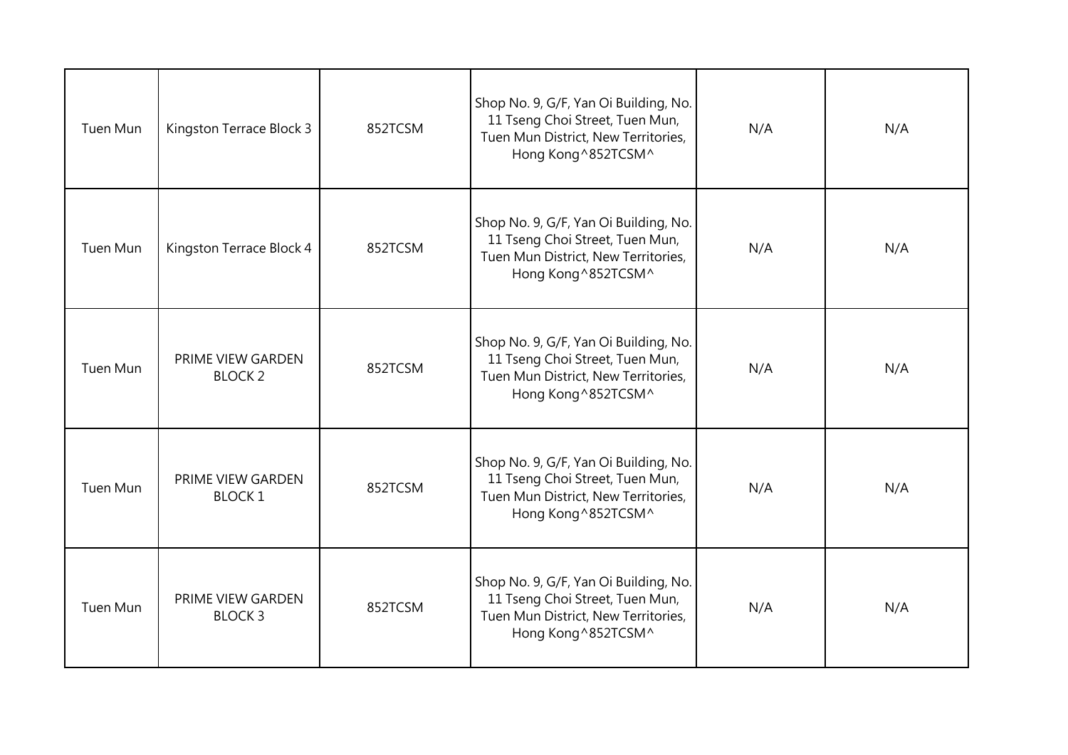| Tuen Mun | Kingston Terrace Block 3 | 852TCSM | Shop No. 9, G/F, Yan Oi Building, No. 11 Tseng Choi Street, Tuen Mun, Tuen Mun District, New Territories, Hong Kong^852TCSM^ | N/A | N/A |
|---|---|---|---|---|---|
| Tuen Mun | Kingston Terrace Block 4 | 852TCSM | Shop No. 9, G/F, Yan Oi Building, No. 11 Tseng Choi Street, Tuen Mun, Tuen Mun District, New Territories, Hong Kong^852TCSM^ | N/A | N/A |
| Tuen Mun | PRIME VIEW GARDEN BLOCK 2 | 852TCSM | Shop No. 9, G/F, Yan Oi Building, No. 11 Tseng Choi Street, Tuen Mun, Tuen Mun District, New Territories, Hong Kong^852TCSM^ | N/A | N/A |
| Tuen Mun | PRIME VIEW GARDEN BLOCK 1 | 852TCSM | Shop No. 9, G/F, Yan Oi Building, No. 11 Tseng Choi Street, Tuen Mun, Tuen Mun District, New Territories, Hong Kong^852TCSM^ | N/A | N/A |
| Tuen Mun | PRIME VIEW GARDEN BLOCK 3 | 852TCSM | Shop No. 9, G/F, Yan Oi Building, No. 11 Tseng Choi Street, Tuen Mun, Tuen Mun District, New Territories, Hong Kong^852TCSM^ | N/A | N/A |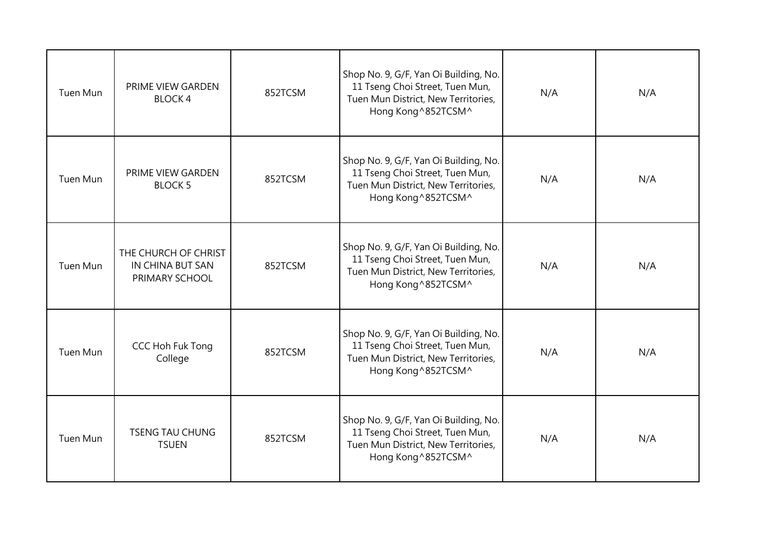| | | | | | |
|---|---|---|---|---|---|
| Tuen Mun | PRIME VIEW GARDEN BLOCK 4 | 852TCSM | Shop No. 9, G/F, Yan Oi Building, No. 11 Tseng Choi Street, Tuen Mun, Tuen Mun District, New Territories, Hong Kong^852TCSM^ | N/A | N/A |
| Tuen Mun | PRIME VIEW GARDEN BLOCK 5 | 852TCSM | Shop No. 9, G/F, Yan Oi Building, No. 11 Tseng Choi Street, Tuen Mun, Tuen Mun District, New Territories, Hong Kong^852TCSM^ | N/A | N/A |
| Tuen Mun | THE CHURCH OF CHRIST IN CHINA BUT SAN PRIMARY SCHOOL | 852TCSM | Shop No. 9, G/F, Yan Oi Building, No. 11 Tseng Choi Street, Tuen Mun, Tuen Mun District, New Territories, Hong Kong^852TCSM^ | N/A | N/A |
| Tuen Mun | CCC Hoh Fuk Tong College | 852TCSM | Shop No. 9, G/F, Yan Oi Building, No. 11 Tseng Choi Street, Tuen Mun, Tuen Mun District, New Territories, Hong Kong^852TCSM^ | N/A | N/A |
| Tuen Mun | TSENG TAU CHUNG TSUEN | 852TCSM | Shop No. 9, G/F, Yan Oi Building, No. 11 Tseng Choi Street, Tuen Mun, Tuen Mun District, New Territories, Hong Kong^852TCSM^ | N/A | N/A |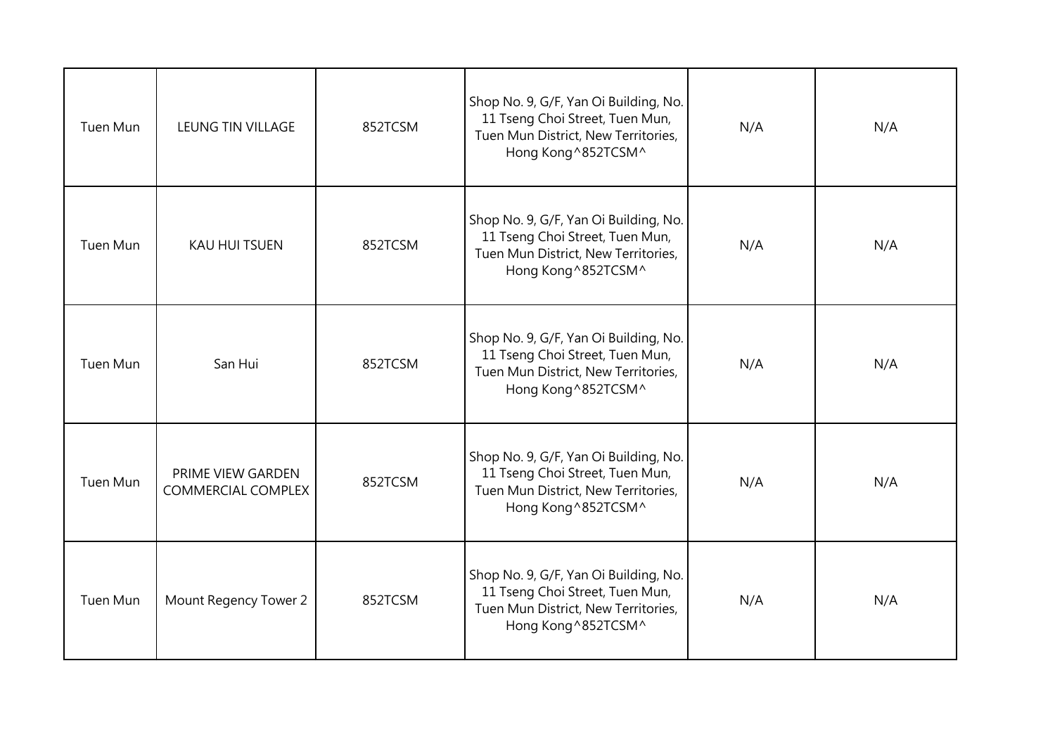| | | | | | |
|---|---|---|---|---|---|
| Tuen Mun | LEUNG TIN VILLAGE | 852TCSM | Shop No. 9, G/F, Yan Oi Building, No. 11 Tseng Choi Street, Tuen Mun, Tuen Mun District, New Territories, Hong Kong^852TCSM^ | N/A | N/A |
| Tuen Mun | KAU HUI TSUEN | 852TCSM | Shop No. 9, G/F, Yan Oi Building, No. 11 Tseng Choi Street, Tuen Mun, Tuen Mun District, New Territories, Hong Kong^852TCSM^ | N/A | N/A |
| Tuen Mun | San Hui | 852TCSM | Shop No. 9, G/F, Yan Oi Building, No. 11 Tseng Choi Street, Tuen Mun, Tuen Mun District, New Territories, Hong Kong^852TCSM^ | N/A | N/A |
| Tuen Mun | PRIME VIEW GARDEN COMMERCIAL COMPLEX | 852TCSM | Shop No. 9, G/F, Yan Oi Building, No. 11 Tseng Choi Street, Tuen Mun, Tuen Mun District, New Territories, Hong Kong^852TCSM^ | N/A | N/A |
| Tuen Mun | Mount Regency Tower 2 | 852TCSM | Shop No. 9, G/F, Yan Oi Building, No. 11 Tseng Choi Street, Tuen Mun, Tuen Mun District, New Territories, Hong Kong^852TCSM^ | N/A | N/A |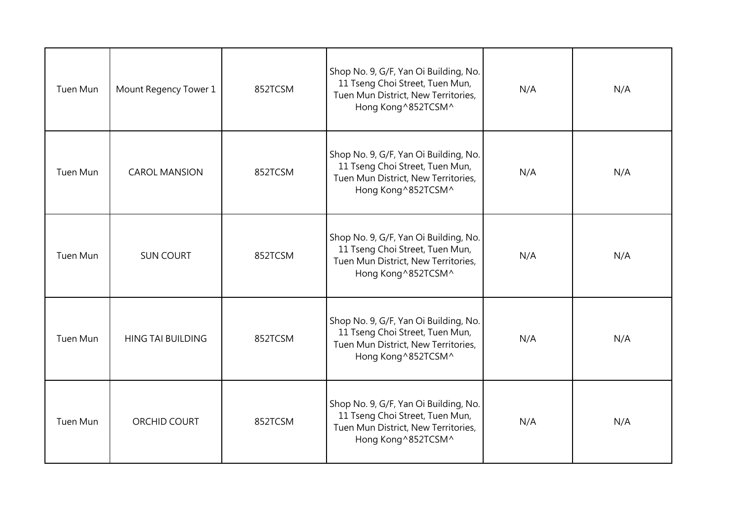| | | | | | |
|---|---|---|---|---|---|
| Tuen Mun | Mount Regency Tower 1 | 852TCSM | Shop No. 9, G/F, Yan Oi Building, No. 11 Tseng Choi Street, Tuen Mun, Tuen Mun District, New Territories, Hong Kong^852TCSM^ | N/A | N/A |
| Tuen Mun | CAROL MANSION | 852TCSM | Shop No. 9, G/F, Yan Oi Building, No. 11 Tseng Choi Street, Tuen Mun, Tuen Mun District, New Territories, Hong Kong^852TCSM^ | N/A | N/A |
| Tuen Mun | SUN COURT | 852TCSM | Shop No. 9, G/F, Yan Oi Building, No. 11 Tseng Choi Street, Tuen Mun, Tuen Mun District, New Territories, Hong Kong^852TCSM^ | N/A | N/A |
| Tuen Mun | HING TAI BUILDING | 852TCSM | Shop No. 9, G/F, Yan Oi Building, No. 11 Tseng Choi Street, Tuen Mun, Tuen Mun District, New Territories, Hong Kong^852TCSM^ | N/A | N/A |
| Tuen Mun | ORCHID COURT | 852TCSM | Shop No. 9, G/F, Yan Oi Building, No. 11 Tseng Choi Street, Tuen Mun, Tuen Mun District, New Territories, Hong Kong^852TCSM^ | N/A | N/A |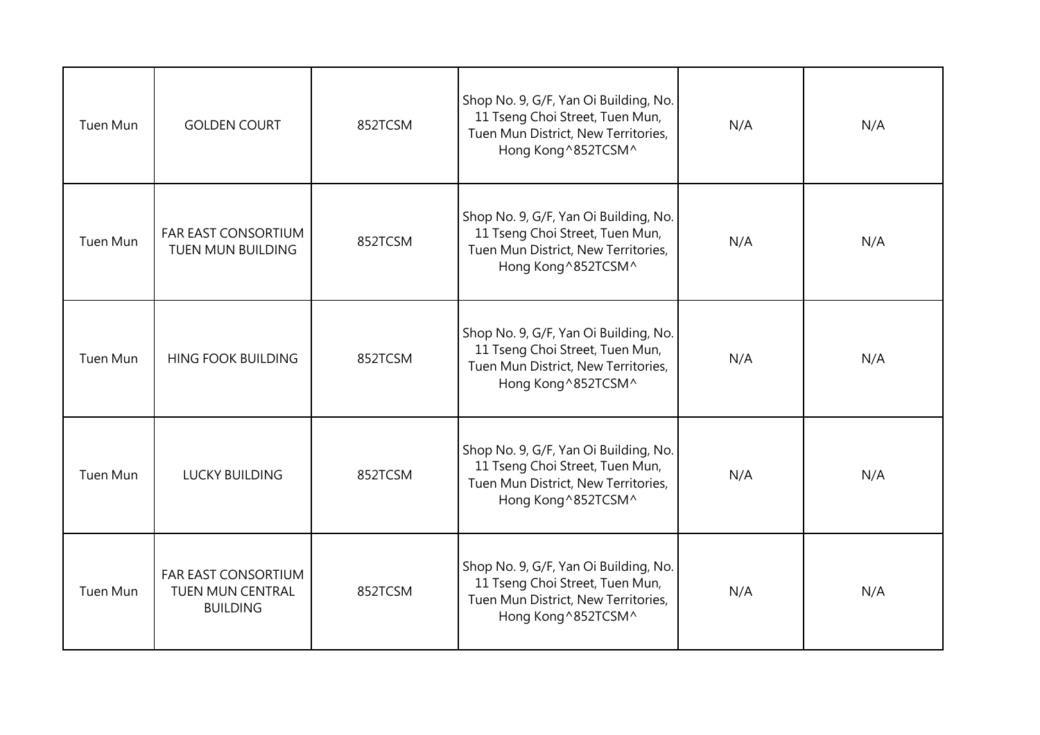| | | | | | |
|---|---|---|---|---|---|
| Tuen Mun | GOLDEN COURT | 852TCSM | Shop No. 9, G/F, Yan Oi Building, No. 11 Tseng Choi Street, Tuen Mun, Tuen Mun District, New Territories, Hong Kong^852TCSM^ | N/A | N/A |
| Tuen Mun | FAR EAST CONSORTIUM TUEN MUN BUILDING | 852TCSM | Shop No. 9, G/F, Yan Oi Building, No. 11 Tseng Choi Street, Tuen Mun, Tuen Mun District, New Territories, Hong Kong^852TCSM^ | N/A | N/A |
| Tuen Mun | HING FOOK BUILDING | 852TCSM | Shop No. 9, G/F, Yan Oi Building, No. 11 Tseng Choi Street, Tuen Mun, Tuen Mun District, New Territories, Hong Kong^852TCSM^ | N/A | N/A |
| Tuen Mun | LUCKY BUILDING | 852TCSM | Shop No. 9, G/F, Yan Oi Building, No. 11 Tseng Choi Street, Tuen Mun, Tuen Mun District, New Territories, Hong Kong^852TCSM^ | N/A | N/A |
| Tuen Mun | FAR EAST CONSORTIUM TUEN MUN CENTRAL BUILDING | 852TCSM | Shop No. 9, G/F, Yan Oi Building, No. 11 Tseng Choi Street, Tuen Mun, Tuen Mun District, New Territories, Hong Kong^852TCSM^ | N/A | N/A |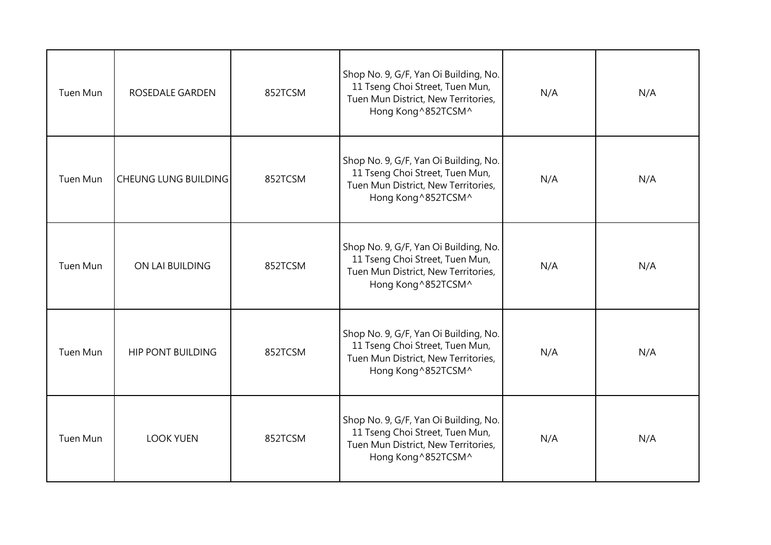| | | | | | |
|---|---|---|---|---|---|
| Tuen Mun | ROSEDALE GARDEN | 852TCSM | Shop No. 9, G/F, Yan Oi Building, No. 11 Tseng Choi Street, Tuen Mun, Tuen Mun District, New Territories, Hong Kong^852TCSM^ | N/A | N/A |
| Tuen Mun | CHEUNG LUNG BUILDING | 852TCSM | Shop No. 9, G/F, Yan Oi Building, No. 11 Tseng Choi Street, Tuen Mun, Tuen Mun District, New Territories, Hong Kong^852TCSM^ | N/A | N/A |
| Tuen Mun | ON LAI BUILDING | 852TCSM | Shop No. 9, G/F, Yan Oi Building, No. 11 Tseng Choi Street, Tuen Mun, Tuen Mun District, New Territories, Hong Kong^852TCSM^ | N/A | N/A |
| Tuen Mun | HIP PONT BUILDING | 852TCSM | Shop No. 9, G/F, Yan Oi Building, No. 11 Tseng Choi Street, Tuen Mun, Tuen Mun District, New Territories, Hong Kong^852TCSM^ | N/A | N/A |
| Tuen Mun | LOOK YUEN | 852TCSM | Shop No. 9, G/F, Yan Oi Building, No. 11 Tseng Choi Street, Tuen Mun, Tuen Mun District, New Territories, Hong Kong^852TCSM^ | N/A | N/A |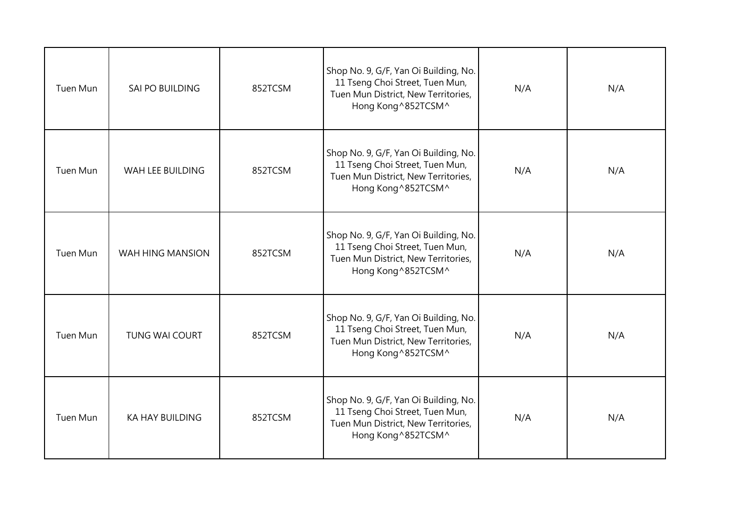| Tuen Mun | SAI PO BUILDING | 852TCSM | Shop No. 9, G/F, Yan Oi Building, No. 11 Tseng Choi Street, Tuen Mun, Tuen Mun District, New Territories, Hong Kong^852TCSM^ | N/A | N/A |
|---|---|---|---|---|---|
| Tuen Mun | WAH LEE BUILDING | 852TCSM | Shop No. 9, G/F, Yan Oi Building, No. 11 Tseng Choi Street, Tuen Mun, Tuen Mun District, New Territories, Hong Kong^852TCSM^ | N/A | N/A |
| Tuen Mun | WAH HING MANSION | 852TCSM | Shop No. 9, G/F, Yan Oi Building, No. 11 Tseng Choi Street, Tuen Mun, Tuen Mun District, New Territories, Hong Kong^852TCSM^ | N/A | N/A |
| Tuen Mun | TUNG WAI COURT | 852TCSM | Shop No. 9, G/F, Yan Oi Building, No. 11 Tseng Choi Street, Tuen Mun, Tuen Mun District, New Territories, Hong Kong^852TCSM^ | N/A | N/A |
| Tuen Mun | KA HAY BUILDING | 852TCSM | Shop No. 9, G/F, Yan Oi Building, No. 11 Tseng Choi Street, Tuen Mun, Tuen Mun District, New Territories, Hong Kong^852TCSM^ | N/A | N/A |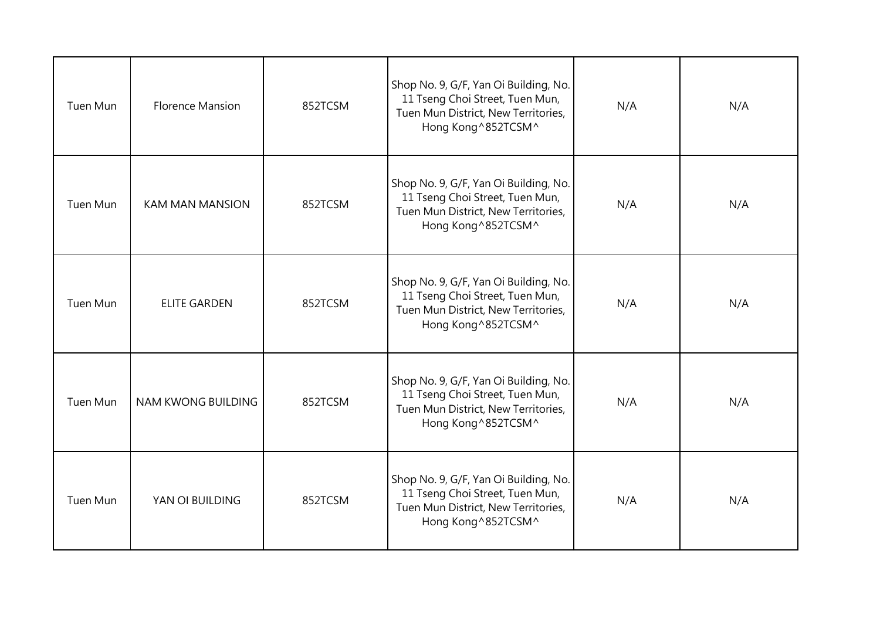| | | | | | |
|---|---|---|---|---|---|
| Tuen Mun | Florence Mansion | 852TCSM | Shop No. 9, G/F, Yan Oi Building, No. 11 Tseng Choi Street, Tuen Mun, Tuen Mun District, New Territories, Hong Kong^852TCSM^ | N/A | N/A |
| Tuen Mun | KAM MAN MANSION | 852TCSM | Shop No. 9, G/F, Yan Oi Building, No. 11 Tseng Choi Street, Tuen Mun, Tuen Mun District, New Territories, Hong Kong^852TCSM^ | N/A | N/A |
| Tuen Mun | ELITE GARDEN | 852TCSM | Shop No. 9, G/F, Yan Oi Building, No. 11 Tseng Choi Street, Tuen Mun, Tuen Mun District, New Territories, Hong Kong^852TCSM^ | N/A | N/A |
| Tuen Mun | NAM KWONG BUILDING | 852TCSM | Shop No. 9, G/F, Yan Oi Building, No. 11 Tseng Choi Street, Tuen Mun, Tuen Mun District, New Territories, Hong Kong^852TCSM^ | N/A | N/A |
| Tuen Mun | YAN OI BUILDING | 852TCSM | Shop No. 9, G/F, Yan Oi Building, No. 11 Tseng Choi Street, Tuen Mun, Tuen Mun District, New Territories, Hong Kong^852TCSM^ | N/A | N/A |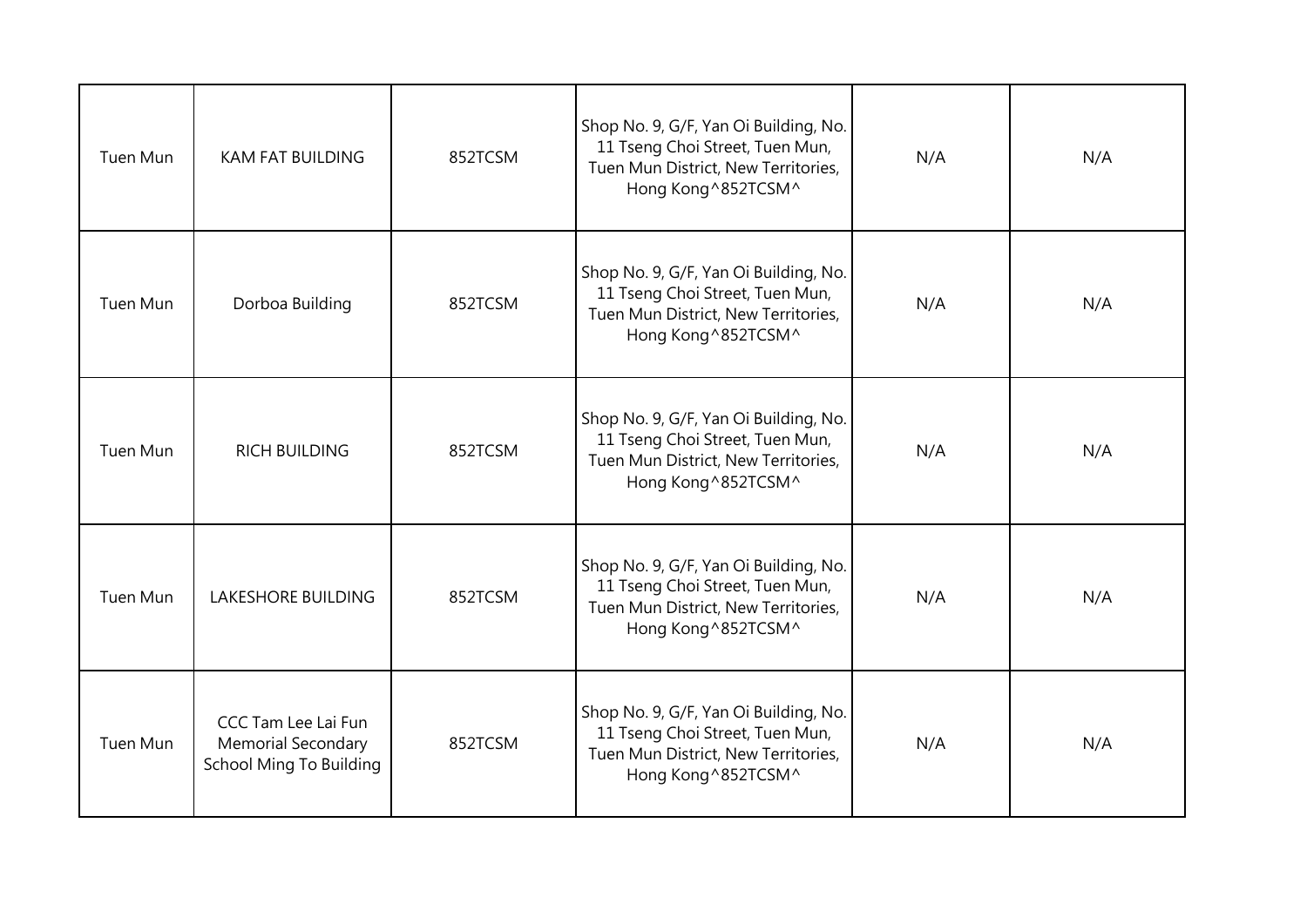| Tuen Mun | KAM FAT BUILDING | 852TCSM | Shop No. 9, G/F, Yan Oi Building, No. 11 Tseng Choi Street, Tuen Mun, Tuen Mun District, New Territories, Hong Kong^852TCSM^ | N/A | N/A |
|---|---|---|---|---|---|
| Tuen Mun | Dorboa Building | 852TCSM | Shop No. 9, G/F, Yan Oi Building, No. 11 Tseng Choi Street, Tuen Mun, Tuen Mun District, New Territories, Hong Kong^852TCSM^ | N/A | N/A |
| Tuen Mun | RICH BUILDING | 852TCSM | Shop No. 9, G/F, Yan Oi Building, No. 11 Tseng Choi Street, Tuen Mun, Tuen Mun District, New Territories, Hong Kong^852TCSM^ | N/A | N/A |
| Tuen Mun | LAKESHORE BUILDING | 852TCSM | Shop No. 9, G/F, Yan Oi Building, No. 11 Tseng Choi Street, Tuen Mun, Tuen Mun District, New Territories, Hong Kong^852TCSM^ | N/A | N/A |
| Tuen Mun | CCC Tam Lee Lai Fun Memorial Secondary School Ming To Building | 852TCSM | Shop No. 9, G/F, Yan Oi Building, No. 11 Tseng Choi Street, Tuen Mun, Tuen Mun District, New Territories, Hong Kong^852TCSM^ | N/A | N/A |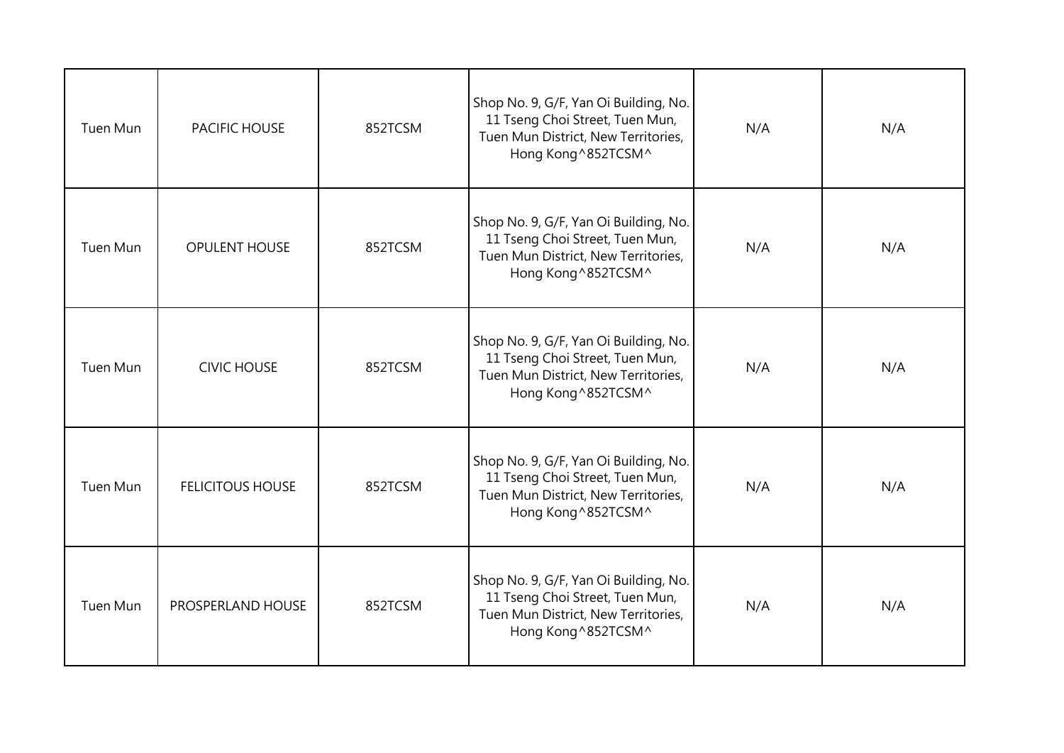| Tuen Mun | PACIFIC HOUSE | 852TCSM | Shop No. 9, G/F, Yan Oi Building, No. 11 Tseng Choi Street, Tuen Mun, Tuen Mun District, New Territories, Hong Kong^852TCSM^ | N/A | N/A |
| --- | --- | --- | --- | --- | --- |
| Tuen Mun | OPULENT HOUSE | 852TCSM | Shop No. 9, G/F, Yan Oi Building, No. 11 Tseng Choi Street, Tuen Mun, Tuen Mun District, New Territories, Hong Kong^852TCSM^ | N/A | N/A |
| Tuen Mun | CIVIC HOUSE | 852TCSM | Shop No. 9, G/F, Yan Oi Building, No. 11 Tseng Choi Street, Tuen Mun, Tuen Mun District, New Territories, Hong Kong^852TCSM^ | N/A | N/A |
| Tuen Mun | FELICITOUS HOUSE | 852TCSM | Shop No. 9, G/F, Yan Oi Building, No. 11 Tseng Choi Street, Tuen Mun, Tuen Mun District, New Territories, Hong Kong^852TCSM^ | N/A | N/A |
| Tuen Mun | PROSPERLAND HOUSE | 852TCSM | Shop No. 9, G/F, Yan Oi Building, No. 11 Tseng Choi Street, Tuen Mun, Tuen Mun District, New Territories, Hong Kong^852TCSM^ | N/A | N/A |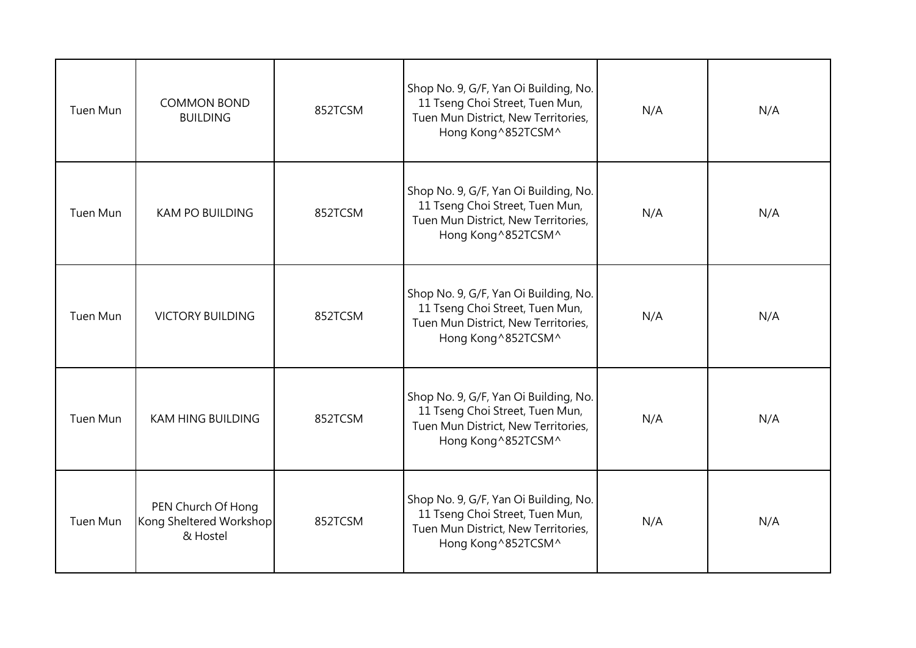| | | | | | |
|---|---|---|---|---|---|
| Tuen Mun | COMMON BOND BUILDING | 852TCSM | Shop No. 9, G/F, Yan Oi Building, No. 11 Tseng Choi Street, Tuen Mun, Tuen Mun District, New Territories, Hong Kong^852TCSM^ | N/A | N/A |
| Tuen Mun | KAM PO BUILDING | 852TCSM | Shop No. 9, G/F, Yan Oi Building, No. 11 Tseng Choi Street, Tuen Mun, Tuen Mun District, New Territories, Hong Kong^852TCSM^ | N/A | N/A |
| Tuen Mun | VICTORY BUILDING | 852TCSM | Shop No. 9, G/F, Yan Oi Building, No. 11 Tseng Choi Street, Tuen Mun, Tuen Mun District, New Territories, Hong Kong^852TCSM^ | N/A | N/A |
| Tuen Mun | KAM HING BUILDING | 852TCSM | Shop No. 9, G/F, Yan Oi Building, No. 11 Tseng Choi Street, Tuen Mun, Tuen Mun District, New Territories, Hong Kong^852TCSM^ | N/A | N/A |
| Tuen Mun | PEN Church Of Hong Kong Sheltered Workshop & Hostel | 852TCSM | Shop No. 9, G/F, Yan Oi Building, No. 11 Tseng Choi Street, Tuen Mun, Tuen Mun District, New Territories, Hong Kong^852TCSM^ | N/A | N/A |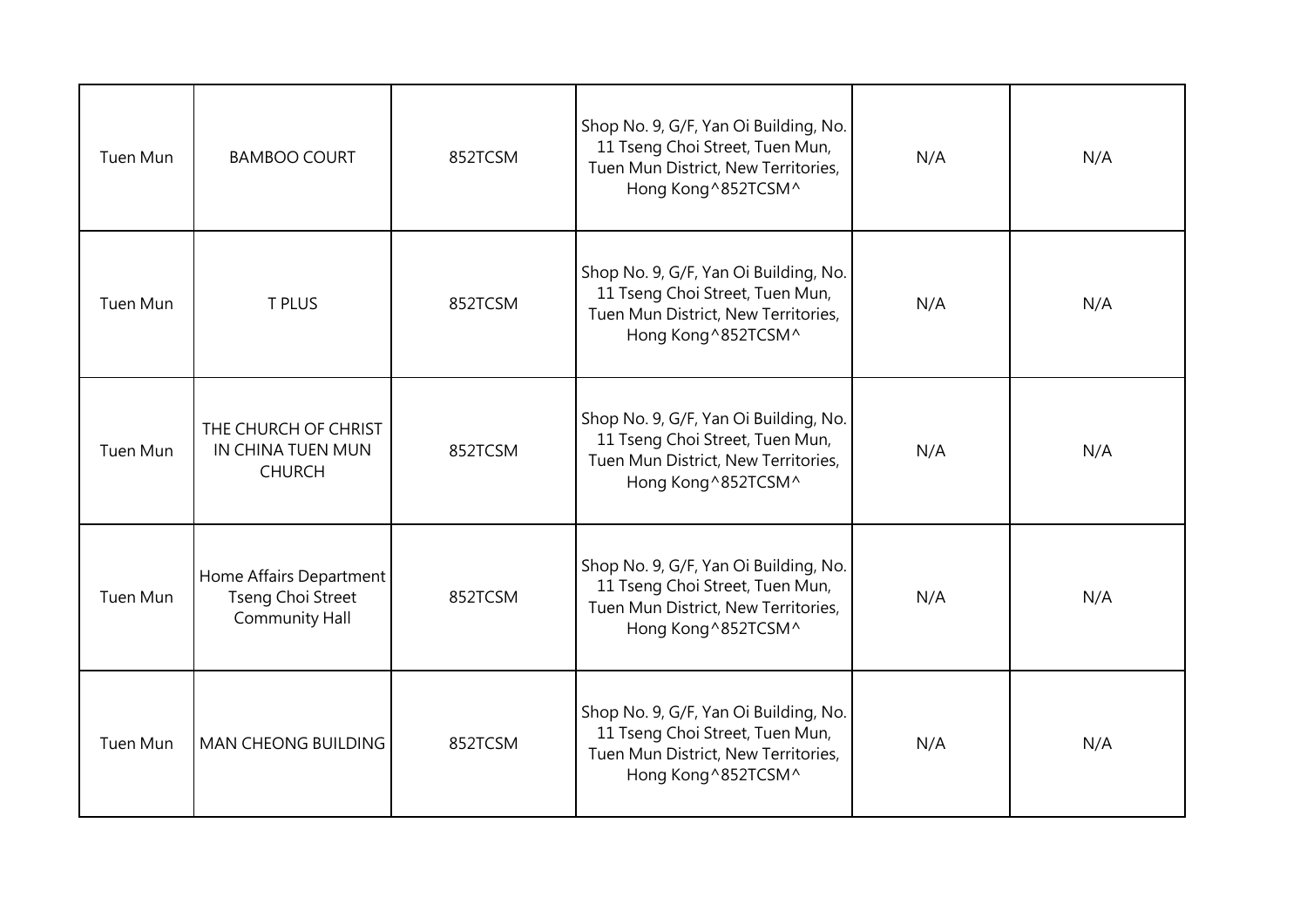| | | | | | |
|---|---|---|---|---|---|
| Tuen Mun | BAMBOO COURT | 852TCSM | Shop No. 9, G/F, Yan Oi Building, No. 11 Tseng Choi Street, Tuen Mun, Tuen Mun District, New Territories, Hong Kong^852TCSM^ | N/A | N/A |
| Tuen Mun | T PLUS | 852TCSM | Shop No. 9, G/F, Yan Oi Building, No. 11 Tseng Choi Street, Tuen Mun, Tuen Mun District, New Territories, Hong Kong^852TCSM^ | N/A | N/A |
| Tuen Mun | THE CHURCH OF CHRIST IN CHINA TUEN MUN CHURCH | 852TCSM | Shop No. 9, G/F, Yan Oi Building, No. 11 Tseng Choi Street, Tuen Mun, Tuen Mun District, New Territories, Hong Kong^852TCSM^ | N/A | N/A |
| Tuen Mun | Home Affairs Department Tseng Choi Street Community Hall | 852TCSM | Shop No. 9, G/F, Yan Oi Building, No. 11 Tseng Choi Street, Tuen Mun, Tuen Mun District, New Territories, Hong Kong^852TCSM^ | N/A | N/A |
| Tuen Mun | MAN CHEONG BUILDING | 852TCSM | Shop No. 9, G/F, Yan Oi Building, No. 11 Tseng Choi Street, Tuen Mun, Tuen Mun District, New Territories, Hong Kong^852TCSM^ | N/A | N/A |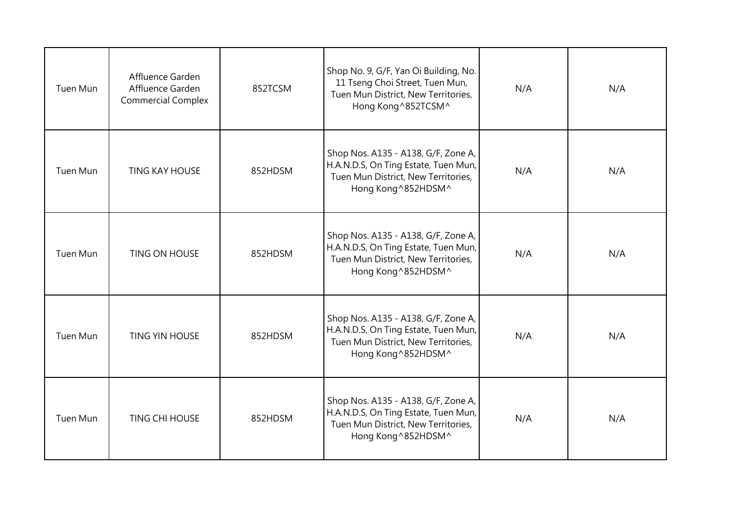| Tuen Mun | Affluence Garden Affluence Garden Commercial Complex | 852TCSM | Shop No. 9, G/F, Yan Oi Building, No. 11 Tseng Choi Street, Tuen Mun, Tuen Mun District, New Territories, Hong Kong^852TCSM^ | N/A | N/A |
|---|---|---|---|---|---|
| Tuen Mun | TING KAY HOUSE | 852HDSM | Shop Nos. A135 - A138, G/F, Zone A, H.A.N.D.S, On Ting Estate, Tuen Mun, Tuen Mun District, New Territories, Hong Kong^852HDSM^ | N/A | N/A |
| Tuen Mun | TING ON HOUSE | 852HDSM | Shop Nos. A135 - A138, G/F, Zone A, H.A.N.D.S, On Ting Estate, Tuen Mun, Tuen Mun District, New Territories, Hong Kong^852HDSM^ | N/A | N/A |
| Tuen Mun | TING YIN HOUSE | 852HDSM | Shop Nos. A135 - A138, G/F, Zone A, H.A.N.D.S, On Ting Estate, Tuen Mun, Tuen Mun District, New Territories, Hong Kong^852HDSM^ | N/A | N/A |
| Tuen Mun | TING CHI HOUSE | 852HDSM | Shop Nos. A135 - A138, G/F, Zone A, H.A.N.D.S, On Ting Estate, Tuen Mun, Tuen Mun District, New Territories, Hong Kong^852HDSM^ | N/A | N/A |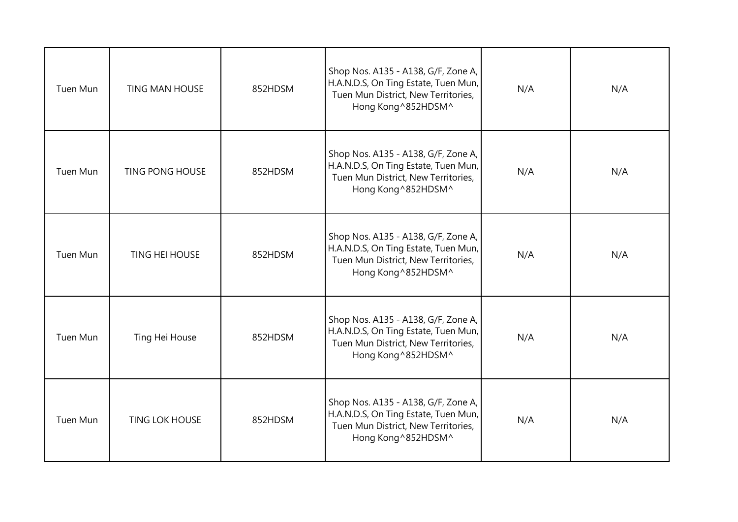| | | | | | |
|---|---|---|---|---|---|
| Tuen Mun | TING MAN HOUSE | 852HDSM | Shop Nos. A135 - A138, G/F, Zone A, H.A.N.D.S, On Ting Estate, Tuen Mun, Tuen Mun District, New Territories, Hong Kong^852HDSM^ | N/A | N/A |
| Tuen Mun | TING PONG HOUSE | 852HDSM | Shop Nos. A135 - A138, G/F, Zone A, H.A.N.D.S, On Ting Estate, Tuen Mun, Tuen Mun District, New Territories, Hong Kong^852HDSM^ | N/A | N/A |
| Tuen Mun | TING HEI HOUSE | 852HDSM | Shop Nos. A135 - A138, G/F, Zone A, H.A.N.D.S, On Ting Estate, Tuen Mun, Tuen Mun District, New Territories, Hong Kong^852HDSM^ | N/A | N/A |
| Tuen Mun | Ting Hei House | 852HDSM | Shop Nos. A135 - A138, G/F, Zone A, H.A.N.D.S, On Ting Estate, Tuen Mun, Tuen Mun District, New Territories, Hong Kong^852HDSM^ | N/A | N/A |
| Tuen Mun | TING LOK HOUSE | 852HDSM | Shop Nos. A135 - A138, G/F, Zone A, H.A.N.D.S, On Ting Estate, Tuen Mun, Tuen Mun District, New Territories, Hong Kong^852HDSM^ | N/A | N/A |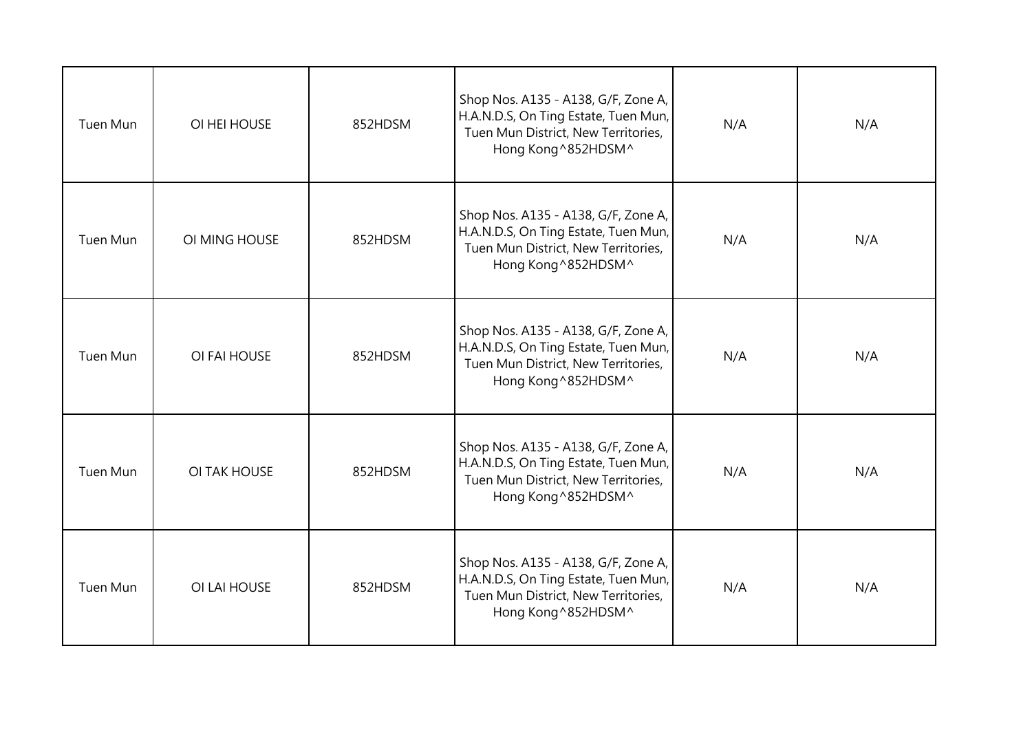| | | | | | |
|---|---|---|---|---|---|
| Tuen Mun | OI HEI HOUSE | 852HDSM | Shop Nos. A135 - A138, G/F, Zone A, H.A.N.D.S, On Ting Estate, Tuen Mun, Tuen Mun District, New Territories, Hong Kong^852HDSM^ | N/A | N/A |
| Tuen Mun | OI MING HOUSE | 852HDSM | Shop Nos. A135 - A138, G/F, Zone A, H.A.N.D.S, On Ting Estate, Tuen Mun, Tuen Mun District, New Territories, Hong Kong^852HDSM^ | N/A | N/A |
| Tuen Mun | OI FAI HOUSE | 852HDSM | Shop Nos. A135 - A138, G/F, Zone A, H.A.N.D.S, On Ting Estate, Tuen Mun, Tuen Mun District, New Territories, Hong Kong^852HDSM^ | N/A | N/A |
| Tuen Mun | OI TAK HOUSE | 852HDSM | Shop Nos. A135 - A138, G/F, Zone A, H.A.N.D.S, On Ting Estate, Tuen Mun, Tuen Mun District, New Territories, Hong Kong^852HDSM^ | N/A | N/A |
| Tuen Mun | OI LAI HOUSE | 852HDSM | Shop Nos. A135 - A138, G/F, Zone A, H.A.N.D.S, On Ting Estate, Tuen Mun, Tuen Mun District, New Territories, Hong Kong^852HDSM^ | N/A | N/A |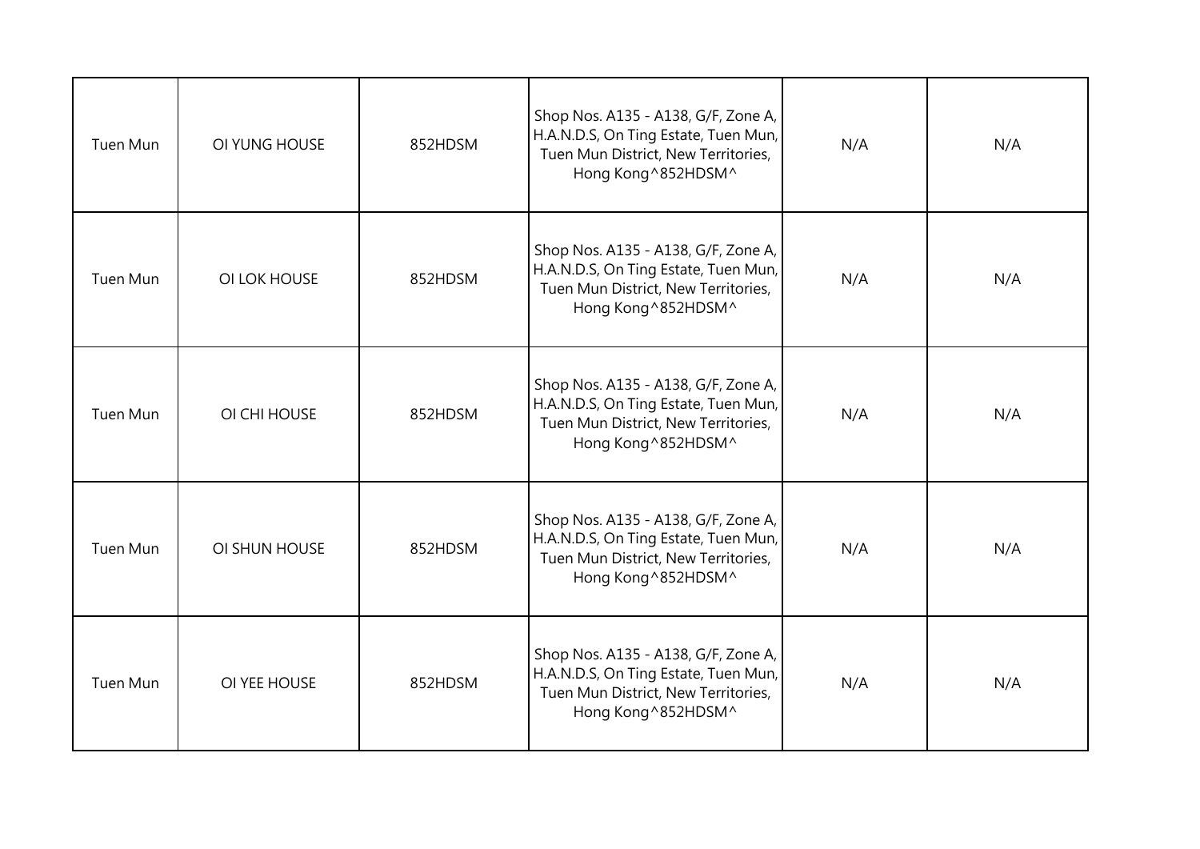| Tuen Mun | OI YUNG HOUSE | 852HDSM | Shop Nos. A135 - A138, G/F, Zone A, H.A.N.D.S, On Ting Estate, Tuen Mun, Tuen Mun District, New Territories, Hong Kong^852HDSM^ | N/A | N/A |
|---|---|---|---|---|---|
| Tuen Mun | OI LOK HOUSE | 852HDSM | Shop Nos. A135 - A138, G/F, Zone A, H.A.N.D.S, On Ting Estate, Tuen Mun, Tuen Mun District, New Territories, Hong Kong^852HDSM^ | N/A | N/A |
| Tuen Mun | OI CHI HOUSE | 852HDSM | Shop Nos. A135 - A138, G/F, Zone A, H.A.N.D.S, On Ting Estate, Tuen Mun, Tuen Mun District, New Territories, Hong Kong^852HDSM^ | N/A | N/A |
| Tuen Mun | OI SHUN HOUSE | 852HDSM | Shop Nos. A135 - A138, G/F, Zone A, H.A.N.D.S, On Ting Estate, Tuen Mun, Tuen Mun District, New Territories, Hong Kong^852HDSM^ | N/A | N/A |
| Tuen Mun | OI YEE HOUSE | 852HDSM | Shop Nos. A135 - A138, G/F, Zone A, H.A.N.D.S, On Ting Estate, Tuen Mun, Tuen Mun District, New Territories, Hong Kong^852HDSM^ | N/A | N/A |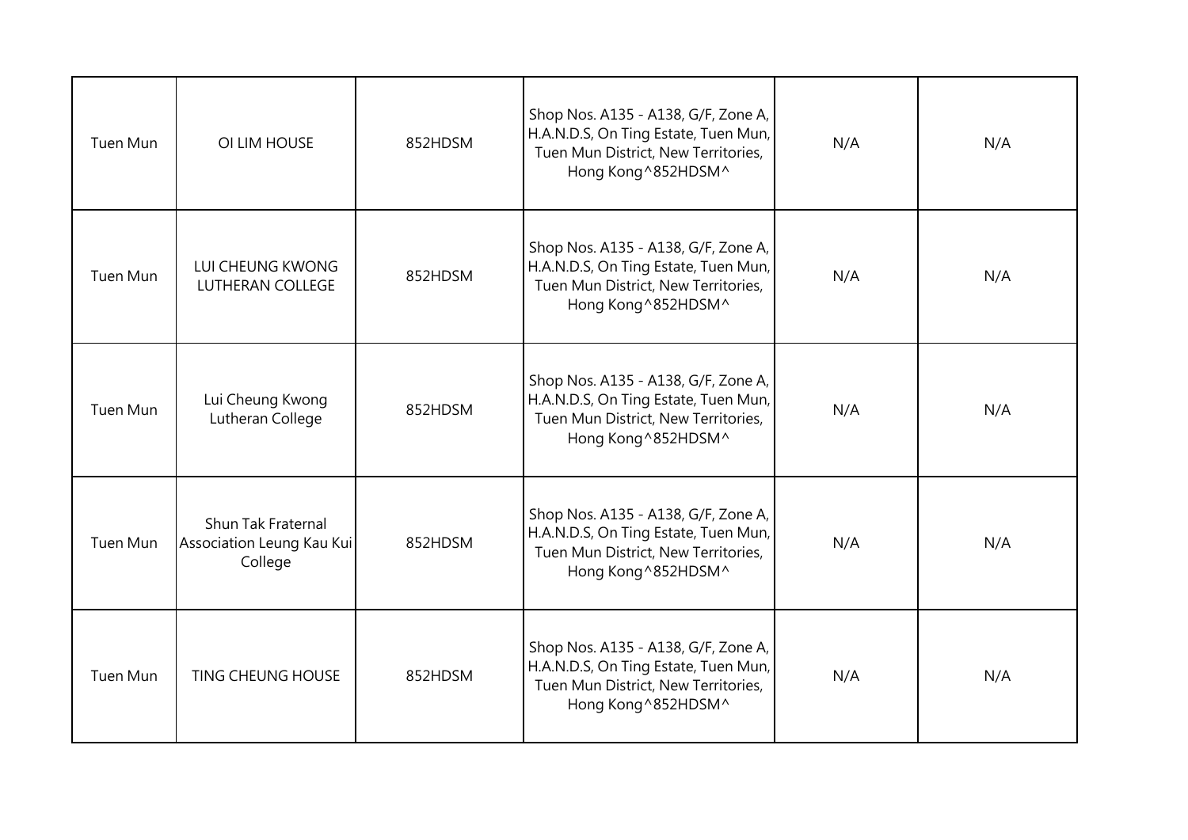| Tuen Mun | OI LIM HOUSE | 852HDSM | Shop Nos. A135 - A138, G/F, Zone A, H.A.N.D.S, On Ting Estate, Tuen Mun, Tuen Mun District, New Territories, Hong Kong^852HDSM^ | N/A | N/A |
|---|---|---|---|---|---|
| Tuen Mun | LUI CHEUNG KWONG LUTHERAN COLLEGE | 852HDSM | Shop Nos. A135 - A138, G/F, Zone A, H.A.N.D.S, On Ting Estate, Tuen Mun, Tuen Mun District, New Territories, Hong Kong^852HDSM^ | N/A | N/A |
| Tuen Mun | Lui Cheung Kwong Lutheran College | 852HDSM | Shop Nos. A135 - A138, G/F, Zone A, H.A.N.D.S, On Ting Estate, Tuen Mun, Tuen Mun District, New Territories, Hong Kong^852HDSM^ | N/A | N/A |
| Tuen Mun | Shun Tak Fraternal Association Leung Kau Kui College | 852HDSM | Shop Nos. A135 - A138, G/F, Zone A, H.A.N.D.S, On Ting Estate, Tuen Mun, Tuen Mun District, New Territories, Hong Kong^852HDSM^ | N/A | N/A |
| Tuen Mun | TING CHEUNG HOUSE | 852HDSM | Shop Nos. A135 - A138, G/F, Zone A, H.A.N.D.S, On Ting Estate, Tuen Mun, Tuen Mun District, New Territories, Hong Kong^852HDSM^ | N/A | N/A |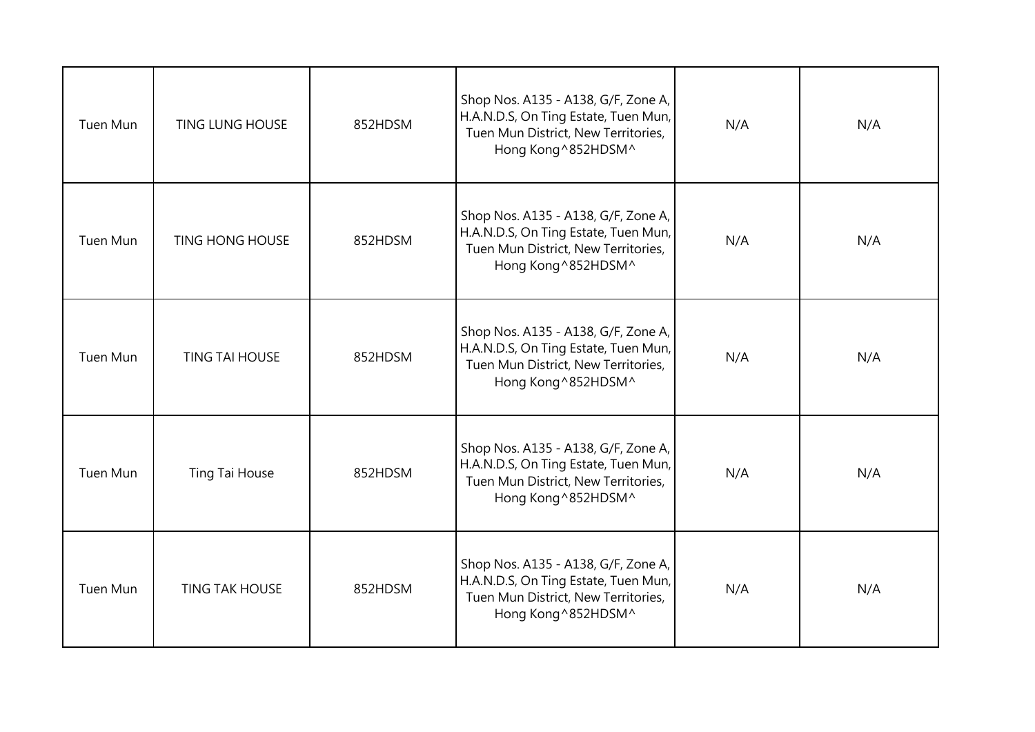| Tuen Mun | TING LUNG HOUSE | 852HDSM | Shop Nos. A135 - A138, G/F, Zone A, H.A.N.D.S, On Ting Estate, Tuen Mun, Tuen Mun District, New Territories, Hong Kong^852HDSM^ | N/A | N/A |
|---|---|---|---|---|---|
| Tuen Mun | TING HONG HOUSE | 852HDSM | Shop Nos. A135 - A138, G/F, Zone A, H.A.N.D.S, On Ting Estate, Tuen Mun, Tuen Mun District, New Territories, Hong Kong^852HDSM^ | N/A | N/A |
| Tuen Mun | TING TAI HOUSE | 852HDSM | Shop Nos. A135 - A138, G/F, Zone A, H.A.N.D.S, On Ting Estate, Tuen Mun, Tuen Mun District, New Territories, Hong Kong^852HDSM^ | N/A | N/A |
| Tuen Mun | Ting Tai House | 852HDSM | Shop Nos. A135 - A138, G/F, Zone A, H.A.N.D.S, On Ting Estate, Tuen Mun, Tuen Mun District, New Territories, Hong Kong^852HDSM^ | N/A | N/A |
| Tuen Mun | TING TAK HOUSE | 852HDSM | Shop Nos. A135 - A138, G/F, Zone A, H.A.N.D.S, On Ting Estate, Tuen Mun, Tuen Mun District, New Territories, Hong Kong^852HDSM^ | N/A | N/A |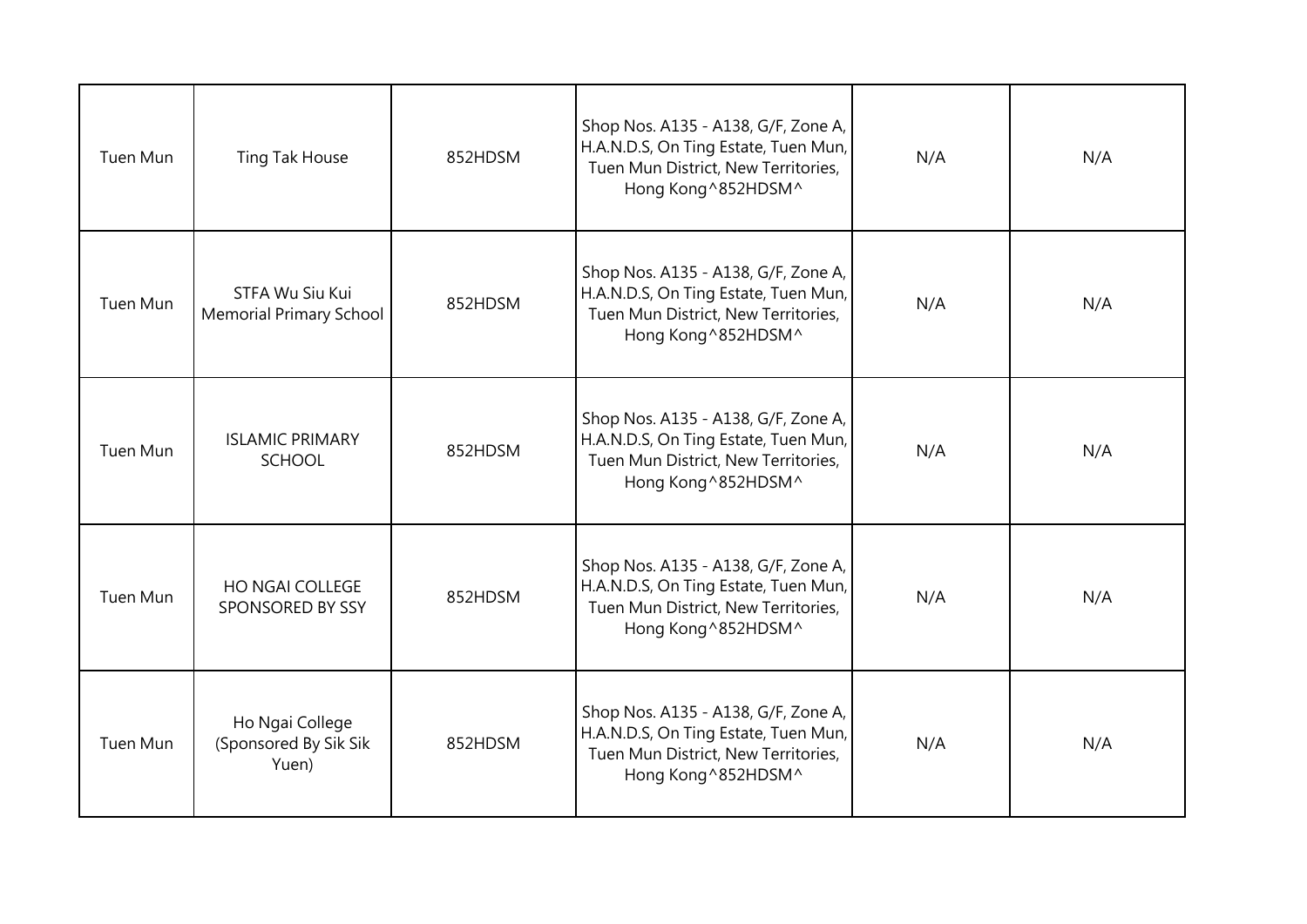| Tuen Mun | Ting Tak House | 852HDSM | Shop Nos. A135 - A138, G/F, Zone A, H.A.N.D.S, On Ting Estate, Tuen Mun, Tuen Mun District, New Territories, Hong Kong^852HDSM^ | N/A | N/A |
|---|---|---|---|---|---|
| Tuen Mun | STFA Wu Siu Kui Memorial Primary School | 852HDSM | Shop Nos. A135 - A138, G/F, Zone A, H.A.N.D.S, On Ting Estate, Tuen Mun, Tuen Mun District, New Territories, Hong Kong^852HDSM^ | N/A | N/A |
| Tuen Mun | ISLAMIC PRIMARY SCHOOL | 852HDSM | Shop Nos. A135 - A138, G/F, Zone A, H.A.N.D.S, On Ting Estate, Tuen Mun, Tuen Mun District, New Territories, Hong Kong^852HDSM^ | N/A | N/A |
| Tuen Mun | HO NGAI COLLEGE SPONSORED BY SSY | 852HDSM | Shop Nos. A135 - A138, G/F, Zone A, H.A.N.D.S, On Ting Estate, Tuen Mun, Tuen Mun District, New Territories, Hong Kong^852HDSM^ | N/A | N/A |
| Tuen Mun | Ho Ngai College (Sponsored By Sik Sik Yuen) | 852HDSM | Shop Nos. A135 - A138, G/F, Zone A, H.A.N.D.S, On Ting Estate, Tuen Mun, Tuen Mun District, New Territories, Hong Kong^852HDSM^ | N/A | N/A |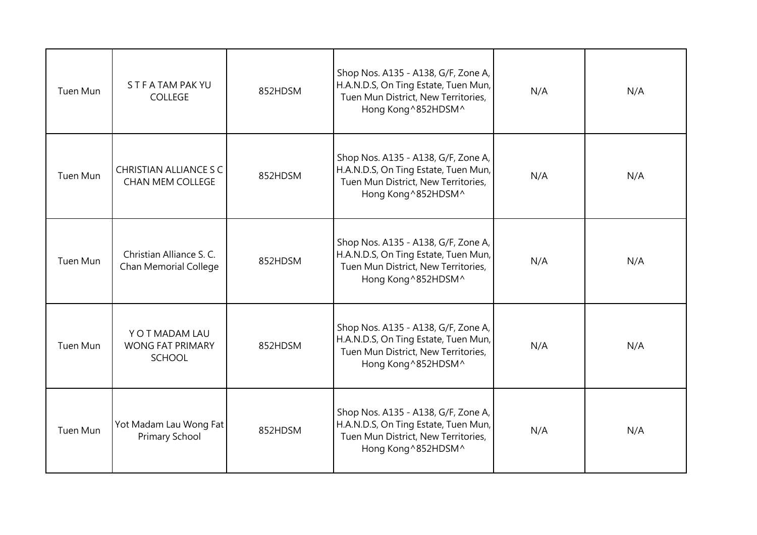| | | | | | |
|---|---|---|---|---|---|
| Tuen Mun | S T F A TAM PAK YU COLLEGE | 852HDSM | Shop Nos. A135 - A138, G/F, Zone A, H.A.N.D.S, On Ting Estate, Tuen Mun, Tuen Mun District, New Territories, Hong Kong^852HDSM^ | N/A | N/A |
| Tuen Mun | CHRISTIAN ALLIANCE S C CHAN MEM COLLEGE | 852HDSM | Shop Nos. A135 - A138, G/F, Zone A, H.A.N.D.S, On Ting Estate, Tuen Mun, Tuen Mun District, New Territories, Hong Kong^852HDSM^ | N/A | N/A |
| Tuen Mun | Christian Alliance S. C. Chan Memorial College | 852HDSM | Shop Nos. A135 - A138, G/F, Zone A, H.A.N.D.S, On Ting Estate, Tuen Mun, Tuen Mun District, New Territories, Hong Kong^852HDSM^ | N/A | N/A |
| Tuen Mun | Y O T MADAM LAU WONG FAT PRIMARY SCHOOL | 852HDSM | Shop Nos. A135 - A138, G/F, Zone A, H.A.N.D.S, On Ting Estate, Tuen Mun, Tuen Mun District, New Territories, Hong Kong^852HDSM^ | N/A | N/A |
| Tuen Mun | Yot Madam Lau Wong Fat Primary School | 852HDSM | Shop Nos. A135 - A138, G/F, Zone A, H.A.N.D.S, On Ting Estate, Tuen Mun, Tuen Mun District, New Territories, Hong Kong^852HDSM^ | N/A | N/A |